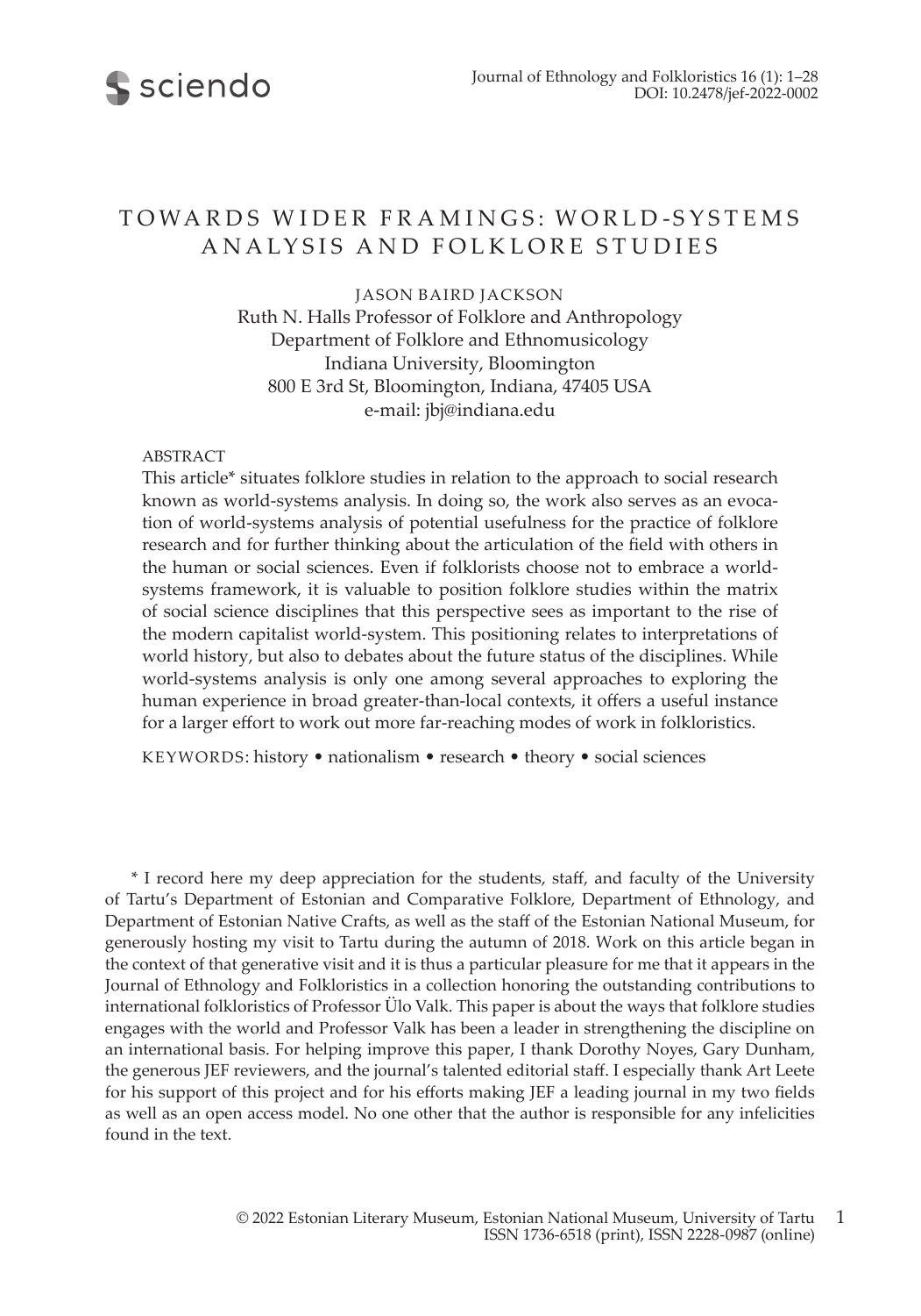# TOWARDS WIDER FRAMINGS: WORLD-SYSTEMS ANALYSIS AND FOLKLORE STUDIES

JASON BAIRD JACKSON
Ruth N. Halls Professor of Folklore and Anthropology
Department of Folklore and Ethnomusicology
Indiana University, Bloomington
800 E 3rd St, Bloomington, Indiana, 47405 USA
e-mail: jbj@indiana.edu

## ABSTRACT

This article* situates folklore studies in relation to the approach to social research known as world-systems analysis. In doing so, the work also serves as an evocation of world-systems analysis of potential usefulness for the practice of folklore research and for further thinking about the articulation of the field with others in the human or social sciences. Even if folklorists choose not to embrace a world-systems framework, it is valuable to position folklore studies within the matrix of social science disciplines that this perspective sees as important to the rise of the modern capitalist world-system. This positioning relates to interpretations of world history, but also to debates about the future status of the disciplines. While world-systems analysis is only one among several approaches to exploring the human experience in broad greater-than-local contexts, it offers a useful instance for a larger effort to work out more far-reaching modes of work in folkloristics.

KEYWORDS: history • nationalism • research • theory • social sciences

\* I record here my deep appreciation for the students, staff, and faculty of the University of Tartu's Department of Estonian and Comparative Folklore, Department of Ethnology, and Department of Estonian Native Crafts, as well as the staff of the Estonian National Museum, for generously hosting my visit to Tartu during the autumn of 2018. Work on this article began in the context of that generative visit and it is thus a particular pleasure for me that it appears in the Journal of Ethnology and Folkloristics in a collection honoring the outstanding contributions to international folkloristics of Professor Ülo Valk. This paper is about the ways that folklore studies engages with the world and Professor Valk has been a leader in strengthening the discipline on an international basis. For helping improve this paper, I thank Dorothy Noyes, Gary Dunham, the generous JEF reviewers, and the journal's talented editorial staff. I especially thank Art Leete for his support of this project and for his efforts making JEF a leading journal in my two fields as well as an open access model. No one other that the author is responsible for any infelicities found in the text.

© 2022 Estonian Literary Museum, Estonian National Museum, University of Tartu
ISSN 1736-6518 (print), ISSN 2228-0987 (online)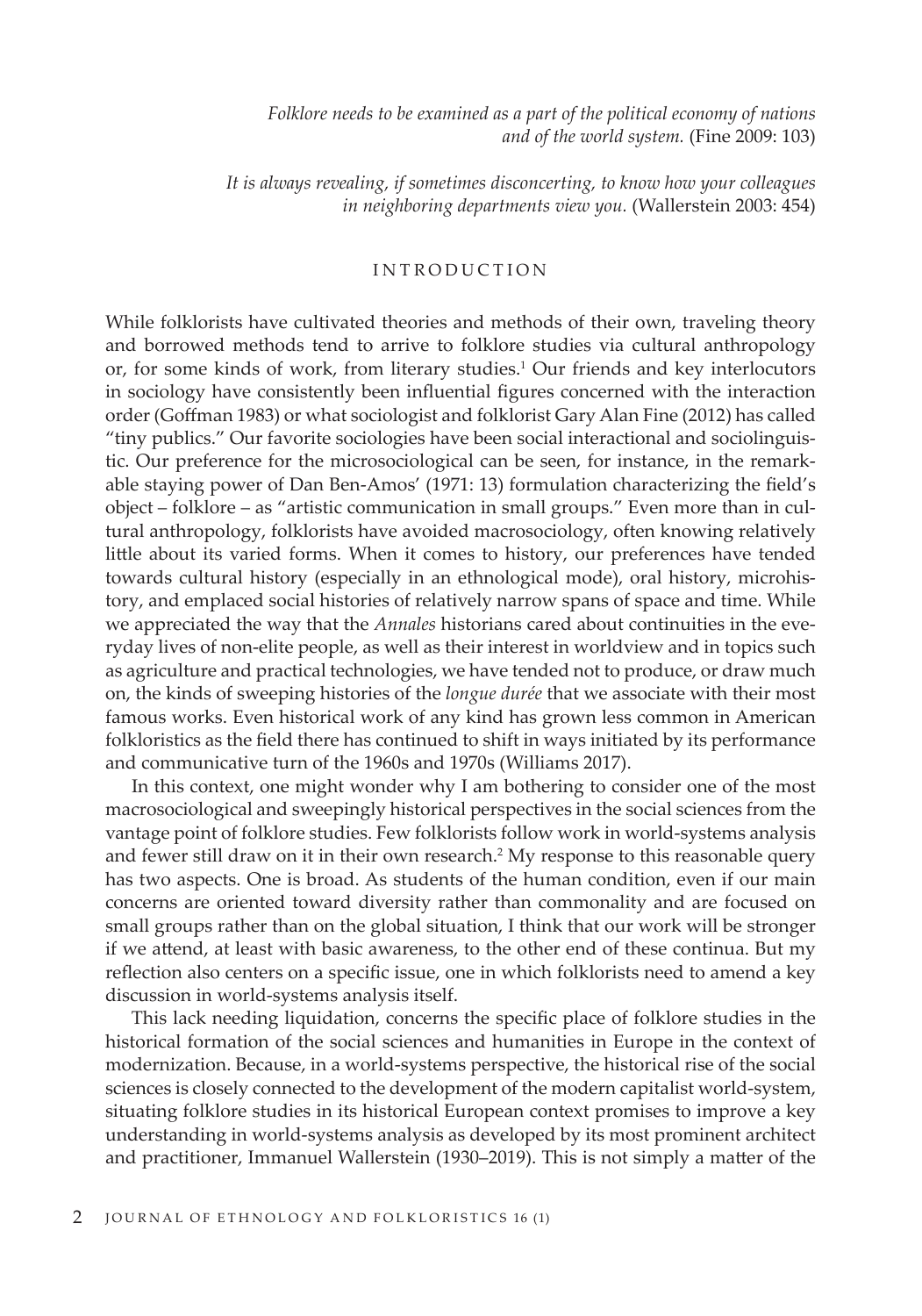*Folklore needs to be examined as a part of the political economy of nations and of the world system.* (Fine 2009: 103)

*It is always revealing, if sometimes disconcerting, to know how your colleagues in neighboring departments view you.* (Wallerstein 2003: 454)

## INTRODUCTION

While folklorists have cultivated theories and methods of their own, traveling theory and borrowed methods tend to arrive to folklore studies via cultural anthropology or, for some kinds of work, from literary studies.[1] Our friends and key interlocutors in sociology have consistently been influential figures concerned with the interaction order (Goffman 1983) or what sociologist and folklorist Gary Alan Fine (2012) has called "tiny publics." Our favorite sociologies have been social interactional and sociolinguistic. Our preference for the microsociological can be seen, for instance, in the remarkable staying power of Dan Ben-Amos' (1971: 13) formulation characterizing the field's object – folklore – as "artistic communication in small groups." Even more than in cultural anthropology, folklorists have avoided macrosociology, often knowing relatively little about its varied forms. When it comes to history, our preferences have tended towards cultural history (especially in an ethnological mode), oral history, microhistory, and emplaced social histories of relatively narrow spans of space and time. While we appreciated the way that the *Annales* historians cared about continuities in the everyday lives of non-elite people, as well as their interest in worldview and in topics such as agriculture and practical technologies, we have tended not to produce, or draw much on, the kinds of sweeping histories of the *longue durée* that we associate with their most famous works. Even historical work of any kind has grown less common in American folkloristics as the field there has continued to shift in ways initiated by its performance and communicative turn of the 1960s and 1970s (Williams 2017).

In this context, one might wonder why I am bothering to consider one of the most macrosociological and sweepingly historical perspectives in the social sciences from the vantage point of folklore studies. Few folklorists follow work in world-systems analysis and fewer still draw on it in their own research.[2] My response to this reasonable query has two aspects. One is broad. As students of the human condition, even if our main concerns are oriented toward diversity rather than commonality and are focused on small groups rather than on the global situation, I think that our work will be stronger if we attend, at least with basic awareness, to the other end of these continua. But my reflection also centers on a specific issue, one in which folklorists need to amend a key discussion in world-systems analysis itself.

This lack needing liquidation, concerns the specific place of folklore studies in the historical formation of the social sciences and humanities in Europe in the context of modernization. Because, in a world-systems perspective, the historical rise of the social sciences is closely connected to the development of the modern capitalist world-system, situating folklore studies in its historical European context promises to improve a key understanding in world-systems analysis as developed by its most prominent architect and practitioner, Immanuel Wallerstein (1930–2019). This is not simply a matter of the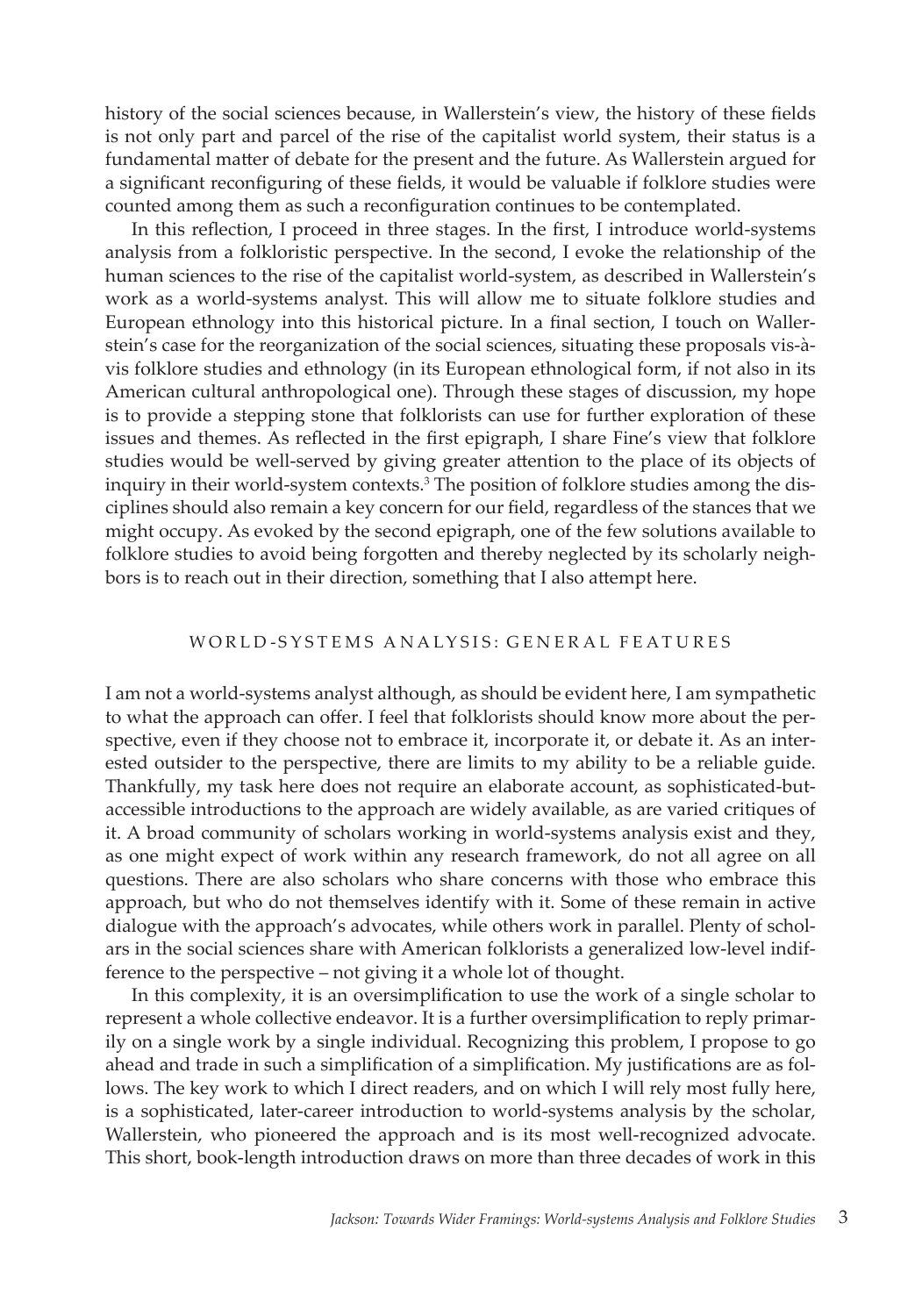history of the social sciences because, in Wallerstein's view, the history of these fields is not only part and parcel of the rise of the capitalist world system, their status is a fundamental matter of debate for the present and the future. As Wallerstein argued for a significant reconfiguring of these fields, it would be valuable if folklore studies were counted among them as such a reconfiguration continues to be contemplated.

In this reflection, I proceed in three stages. In the first, I introduce world-systems analysis from a folkloristic perspective. In the second, I evoke the relationship of the human sciences to the rise of the capitalist world-system, as described in Wallerstein's work as a world-systems analyst. This will allow me to situate folklore studies and European ethnology into this historical picture. In a final section, I touch on Wallerstein's case for the reorganization of the social sciences, situating these proposals vis-à-vis folklore studies and ethnology (in its European ethnological form, if not also in its American cultural anthropological one). Through these stages of discussion, my hope is to provide a stepping stone that folklorists can use for further exploration of these issues and themes. As reflected in the first epigraph, I share Fine's view that folklore studies would be well-served by giving greater attention to the place of its objects of inquiry in their world-system contexts.[3] The position of folklore studies among the disciplines should also remain a key concern for our field, regardless of the stances that we might occupy. As evoked by the second epigraph, one of the few solutions available to folklore studies to avoid being forgotten and thereby neglected by its scholarly neighbors is to reach out in their direction, something that I also attempt here.

## WORLD-SYSTEMS ANALYSIS: GENERAL FEATURES

I am not a world-systems analyst although, as should be evident here, I am sympathetic to what the approach can offer. I feel that folklorists should know more about the perspective, even if they choose not to embrace it, incorporate it, or debate it. As an interested outsider to the perspective, there are limits to my ability to be a reliable guide. Thankfully, my task here does not require an elaborate account, as sophisticated-but-accessible introductions to the approach are widely available, as are varied critiques of it. A broad community of scholars working in world-systems analysis exist and they, as one might expect of work within any research framework, do not all agree on all questions. There are also scholars who share concerns with those who embrace this approach, but who do not themselves identify with it. Some of these remain in active dialogue with the approach's advocates, while others work in parallel. Plenty of scholars in the social sciences share with American folklorists a generalized low-level indifference to the perspective – not giving it a whole lot of thought.

In this complexity, it is an oversimplification to use the work of a single scholar to represent a whole collective endeavor. It is a further oversimplification to reply primarily on a single work by a single individual. Recognizing this problem, I propose to go ahead and trade in such a simplification of a simplification. My justifications are as follows. The key work to which I direct readers, and on which I will rely most fully here, is a sophisticated, later-career introduction to world-systems analysis by the scholar, Wallerstein, who pioneered the approach and is its most well-recognized advocate. This short, book-length introduction draws on more than three decades of work in this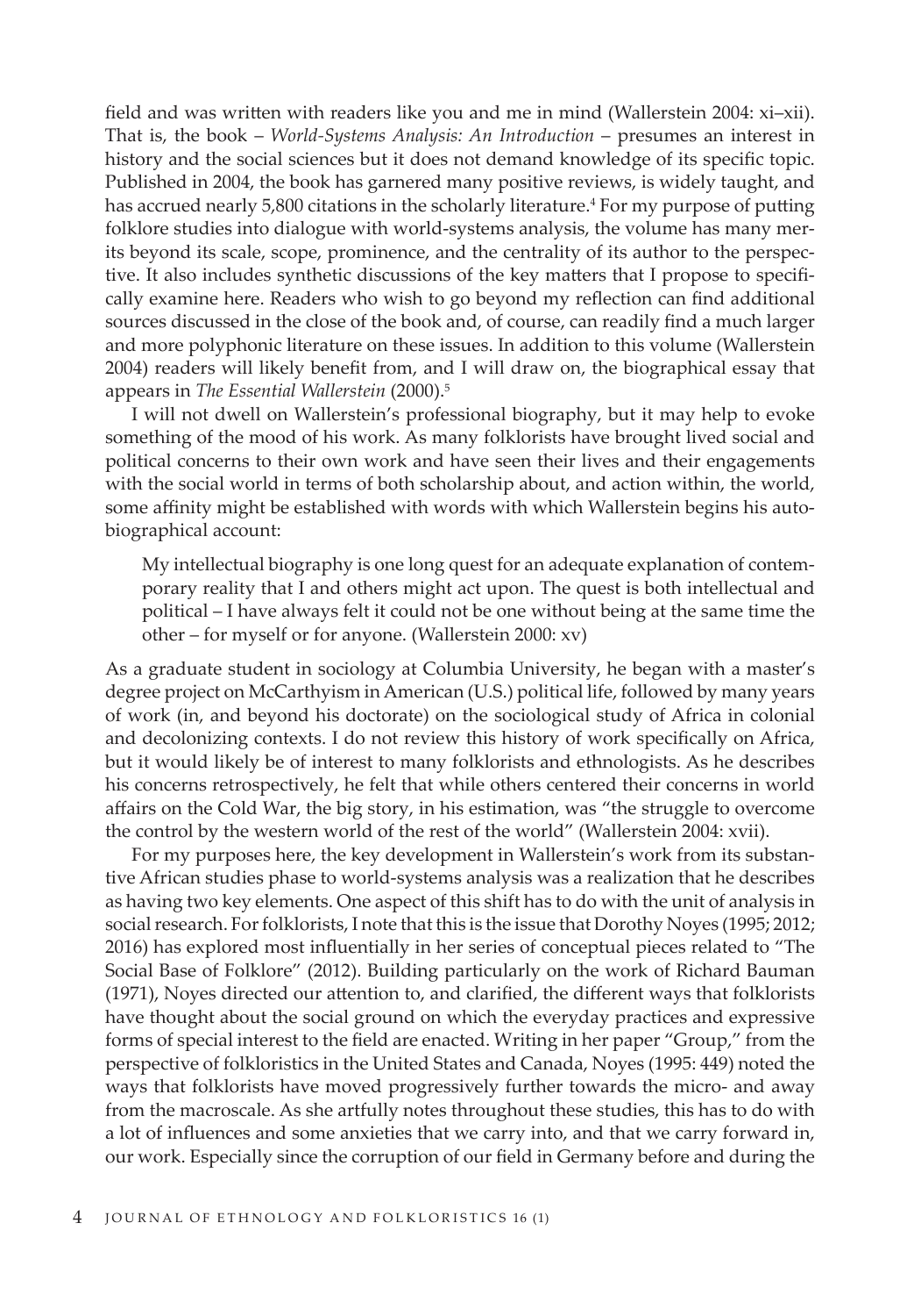field and was written with readers like you and me in mind (Wallerstein 2004: xi–xii). That is, the book – *World-Systems Analysis: An Introduction* – presumes an interest in history and the social sciences but it does not demand knowledge of its specific topic. Published in 2004, the book has garnered many positive reviews, is widely taught, and has accrued nearly 5,800 citations in the scholarly literature.[4] For my purpose of putting folklore studies into dialogue with world-systems analysis, the volume has many merits beyond its scale, scope, prominence, and the centrality of its author to the perspective. It also includes synthetic discussions of the key matters that I propose to specifically examine here. Readers who wish to go beyond my reflection can find additional sources discussed in the close of the book and, of course, can readily find a much larger and more polyphonic literature on these issues. In addition to this volume (Wallerstein 2004) readers will likely benefit from, and I will draw on, the biographical essay that appears in *The Essential Wallerstein* (2000).[5]

I will not dwell on Wallerstein's professional biography, but it may help to evoke something of the mood of his work. As many folklorists have brought lived social and political concerns to their own work and have seen their lives and their engagements with the social world in terms of both scholarship about, and action within, the world, some affinity might be established with words with which Wallerstein begins his autobiographical account:

> My intellectual biography is one long quest for an adequate explanation of contemporary reality that I and others might act upon. The quest is both intellectual and political – I have always felt it could not be one without being at the same time the other – for myself or for anyone. (Wallerstein 2000: xv)

As a graduate student in sociology at Columbia University, he began with a master's degree project on McCarthyism in American (U.S.) political life, followed by many years of work (in, and beyond his doctorate) on the sociological study of Africa in colonial and decolonizing contexts. I do not review this history of work specifically on Africa, but it would likely be of interest to many folklorists and ethnologists. As he describes his concerns retrospectively, he felt that while others centered their concerns in world affairs on the Cold War, the big story, in his estimation, was "the struggle to overcome the control by the western world of the rest of the world" (Wallerstein 2004: xvii).

For my purposes here, the key development in Wallerstein's work from its substantive African studies phase to world-systems analysis was a realization that he describes as having two key elements. One aspect of this shift has to do with the unit of analysis in social research. For folklorists, I note that this is the issue that Dorothy Noyes (1995; 2012; 2016) has explored most influentially in her series of conceptual pieces related to "The Social Base of Folklore" (2012). Building particularly on the work of Richard Bauman (1971), Noyes directed our attention to, and clarified, the different ways that folklorists have thought about the social ground on which the everyday practices and expressive forms of special interest to the field are enacted. Writing in her paper "Group," from the perspective of folkloristics in the United States and Canada, Noyes (1995: 449) noted the ways that folklorists have moved progressively further towards the micro- and away from the macroscale. As she artfully notes throughout these studies, this has to do with a lot of influences and some anxieties that we carry into, and that we carry forward in, our work. Especially since the corruption of our field in Germany before and during the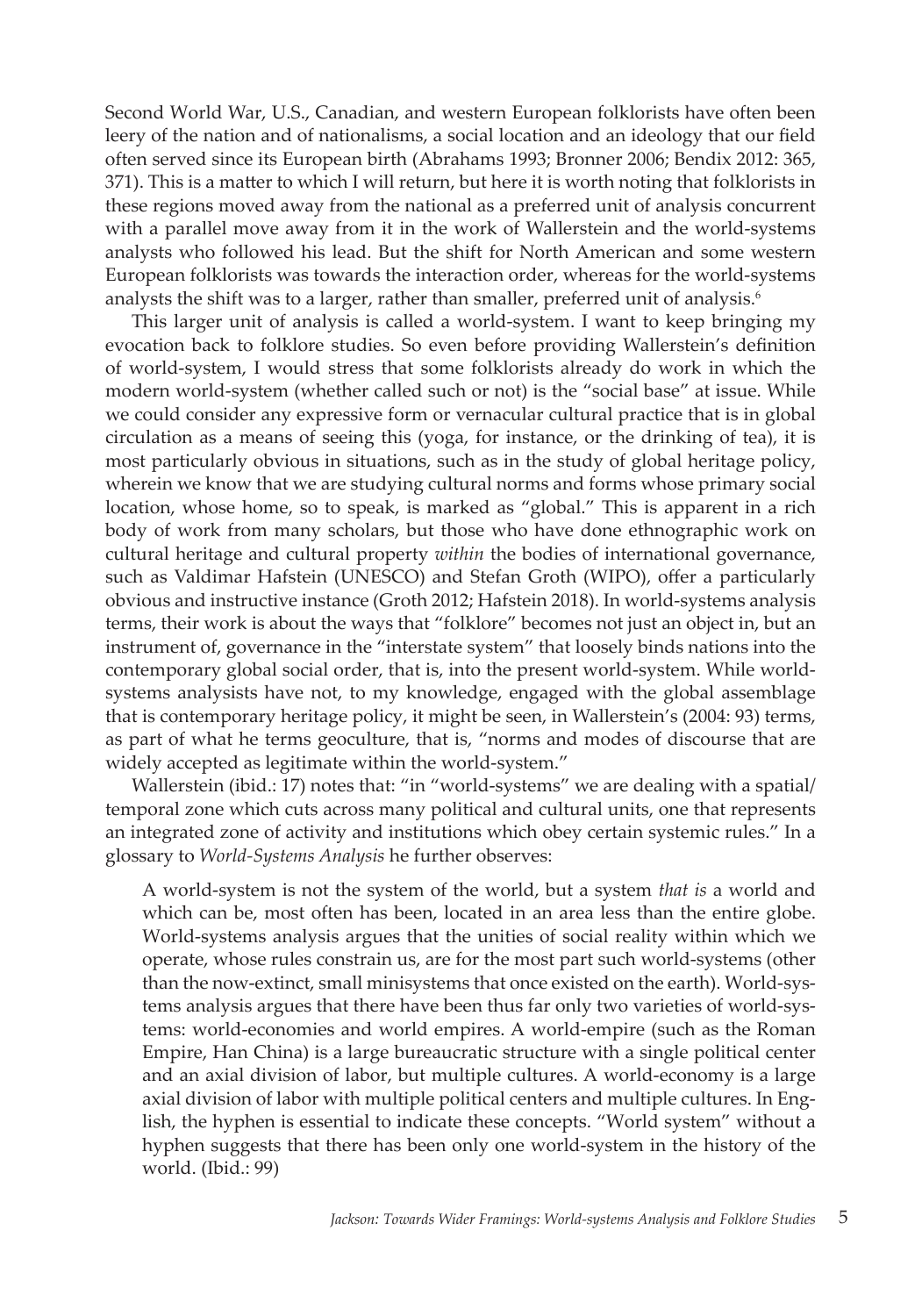Second World War, U.S., Canadian, and western European folklorists have often been leery of the nation and of nationalisms, a social location and an ideology that our field often served since its European birth (Abrahams 1993; Bronner 2006; Bendix 2012: 365, 371). This is a matter to which I will return, but here it is worth noting that folklorists in these regions moved away from the national as a preferred unit of analysis concurrent with a parallel move away from it in the work of Wallerstein and the world-systems analysts who followed his lead. But the shift for North American and some western European folklorists was towards the interaction order, whereas for the world-systems analysts the shift was to a larger, rather than smaller, preferred unit of analysis.[6]

This larger unit of analysis is called a world-system. I want to keep bringing my evocation back to folklore studies. So even before providing Wallerstein's definition of world-system, I would stress that some folklorists already do work in which the modern world-system (whether called such or not) is the "social base" at issue. While we could consider any expressive form or vernacular cultural practice that is in global circulation as a means of seeing this (yoga, for instance, or the drinking of tea), it is most particularly obvious in situations, such as in the study of global heritage policy, wherein we know that we are studying cultural norms and forms whose primary social location, whose home, so to speak, is marked as "global." This is apparent in a rich body of work from many scholars, but those who have done ethnographic work on cultural heritage and cultural property *within* the bodies of international governance, such as Valdimar Hafstein (UNESCO) and Stefan Groth (WIPO), offer a particularly obvious and instructive instance (Groth 2012; Hafstein 2018). In world-systems analysis terms, their work is about the ways that "folklore" becomes not just an object in, but an instrument of, governance in the "interstate system" that loosely binds nations into the contemporary global social order, that is, into the present world-system. While world-systems analysists have not, to my knowledge, engaged with the global assemblage that is contemporary heritage policy, it might be seen, in Wallerstein's (2004: 93) terms, as part of what he terms geoculture, that is, "norms and modes of discourse that are widely accepted as legitimate within the world-system."

Wallerstein (ibid.: 17) notes that: "in "world-systems" we are dealing with a spatial/temporal zone which cuts across many political and cultural units, one that represents an integrated zone of activity and institutions which obey certain systemic rules." In a glossary to *World-Systems Analysis* he further observes:

> A world-system is not the system of the world, but a system *that is* a world and which can be, most often has been, located in an area less than the entire globe. World-systems analysis argues that the unities of social reality within which we operate, whose rules constrain us, are for the most part such world-systems (other than the now-extinct, small minisystems that once existed on the earth). World-systems analysis argues that there have been thus far only two varieties of world-systems: world-economies and world empires. A world-empire (such as the Roman Empire, Han China) is a large bureaucratic structure with a single political center and an axial division of labor, but multiple cultures. A world-economy is a large axial division of labor with multiple political centers and multiple cultures. In English, the hyphen is essential to indicate these concepts. "World system" without a hyphen suggests that there has been only one world-system in the history of the world. (Ibid.: 99)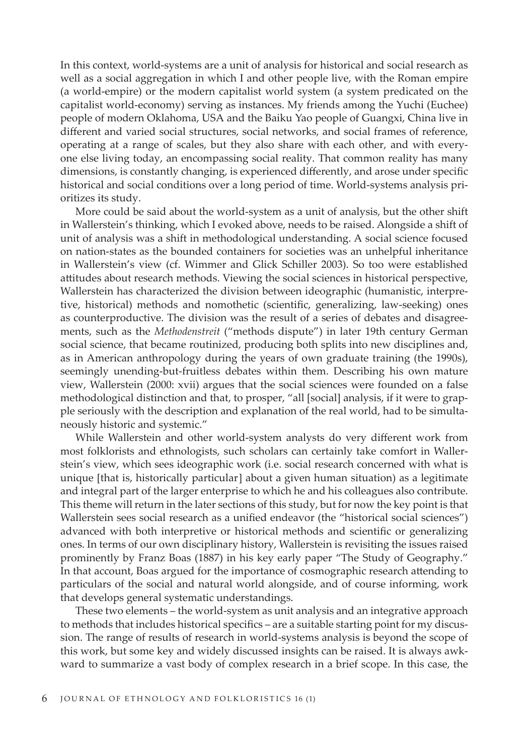In this context, world-systems are a unit of analysis for historical and social research as well as a social aggregation in which I and other people live, with the Roman empire (a world-empire) or the modern capitalist world system (a system predicated on the capitalist world-economy) serving as instances. My friends among the Yuchi (Euchee) people of modern Oklahoma, USA and the Baiku Yao people of Guangxi, China live in different and varied social structures, social networks, and social frames of reference, operating at a range of scales, but they also share with each other, and with everyone else living today, an encompassing social reality. That common reality has many dimensions, is constantly changing, is experienced differently, and arose under specific historical and social conditions over a long period of time. World-systems analysis prioritizes its study.

More could be said about the world-system as a unit of analysis, but the other shift in Wallerstein's thinking, which I evoked above, needs to be raised. Alongside a shift of unit of analysis was a shift in methodological understanding. A social science focused on nation-states as the bounded containers for societies was an unhelpful inheritance in Wallerstein's view (cf. Wimmer and Glick Schiller 2003). So too were established attitudes about research methods. Viewing the social sciences in historical perspective, Wallerstein has characterized the division between ideographic (humanistic, interpretive, historical) methods and nomothetic (scientific, generalizing, law-seeking) ones as counterproductive. The division was the result of a series of debates and disagreements, such as the *Methodenstreit* ("methods dispute") in later 19th century German social science, that became routinized, producing both splits into new disciplines and, as in American anthropology during the years of own graduate training (the 1990s), seemingly unending-but-fruitless debates within them. Describing his own mature view, Wallerstein (2000: xvii) argues that the social sciences were founded on a false methodological distinction and that, to prosper, "all [social] analysis, if it were to grapple seriously with the description and explanation of the real world, had to be simultaneously historic and systemic."

While Wallerstein and other world-system analysts do very different work from most folklorists and ethnologists, such scholars can certainly take comfort in Wallerstein's view, which sees ideographic work (i.e. social research concerned with what is unique [that is, historically particular] about a given human situation) as a legitimate and integral part of the larger enterprise to which he and his colleagues also contribute. This theme will return in the later sections of this study, but for now the key point is that Wallerstein sees social research as a unified endeavor (the "historical social sciences") advanced with both interpretive or historical methods and scientific or generalizing ones. In terms of our own disciplinary history, Wallerstein is revisiting the issues raised prominently by Franz Boas (1887) in his key early paper "The Study of Geography." In that account, Boas argued for the importance of cosmographic research attending to particulars of the social and natural world alongside, and of course informing, work that develops general systematic understandings.

These two elements – the world-system as unit analysis and an integrative approach to methods that includes historical specifics – are a suitable starting point for my discussion. The range of results of research in world-systems analysis is beyond the scope of this work, but some key and widely discussed insights can be raised. It is always awkward to summarize a vast body of complex research in a brief scope. In this case, the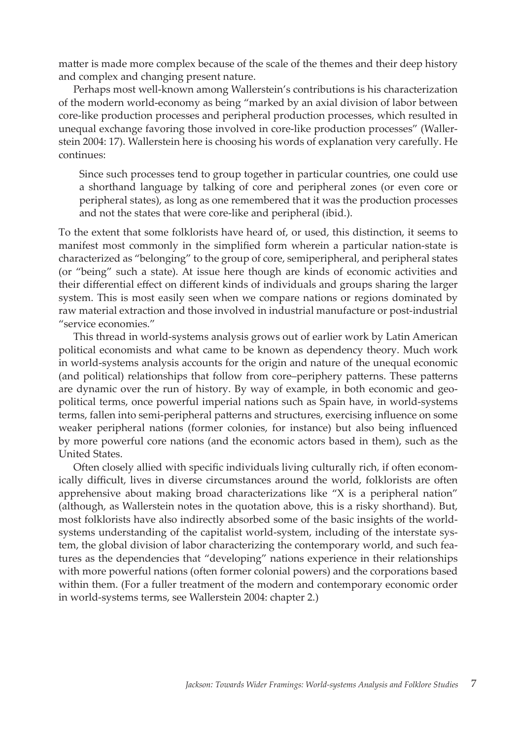matter is made more complex because of the scale of the themes and their deep history and complex and changing present nature.

Perhaps most well-known among Wallerstein's contributions is his characterization of the modern world-economy as being "marked by an axial division of labor between core-like production processes and peripheral production processes, which resulted in unequal exchange favoring those involved in core-like production processes" (Wallerstein 2004: 17). Wallerstein here is choosing his words of explanation very carefully. He continues:

> Since such processes tend to group together in particular countries, one could use a shorthand language by talking of core and peripheral zones (or even core or peripheral states), as long as one remembered that it was the production processes and not the states that were core-like and peripheral (ibid.).

To the extent that some folklorists have heard of, or used, this distinction, it seems to manifest most commonly in the simplified form wherein a particular nation-state is characterized as "belonging" to the group of core, semiperipheral, and peripheral states (or "being" such a state). At issue here though are kinds of economic activities and their differential effect on different kinds of individuals and groups sharing the larger system. This is most easily seen when we compare nations or regions dominated by raw material extraction and those involved in industrial manufacture or post-industrial "service economies."

This thread in world-systems analysis grows out of earlier work by Latin American political economists and what came to be known as dependency theory. Much work in world-systems analysis accounts for the origin and nature of the unequal economic (and political) relationships that follow from core–periphery patterns. These patterns are dynamic over the run of history. By way of example, in both economic and geopolitical terms, once powerful imperial nations such as Spain have, in world-systems terms, fallen into semi-peripheral patterns and structures, exercising influence on some weaker peripheral nations (former colonies, for instance) but also being influenced by more powerful core nations (and the economic actors based in them), such as the United States.

Often closely allied with specific individuals living culturally rich, if often economically difficult, lives in diverse circumstances around the world, folklorists are often apprehensive about making broad characterizations like "X is a peripheral nation" (although, as Wallerstein notes in the quotation above, this is a risky shorthand). But, most folklorists have also indirectly absorbed some of the basic insights of the world-systems understanding of the capitalist world-system, including of the interstate system, the global division of labor characterizing the contemporary world, and such features as the dependencies that "developing" nations experience in their relationships with more powerful nations (often former colonial powers) and the corporations based within them. (For a fuller treatment of the modern and contemporary economic order in world-systems terms, see Wallerstein 2004: chapter 2.)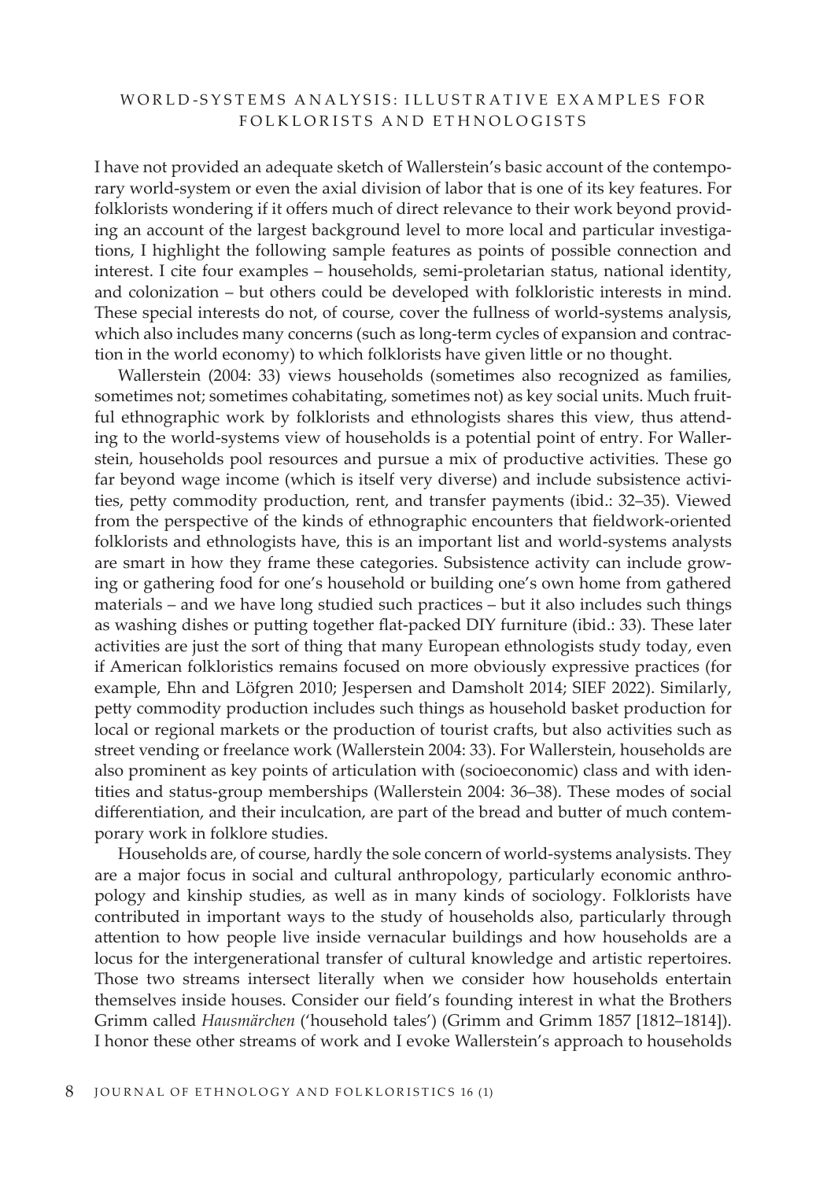## WORLD-SYSTEMS ANALYSIS: ILLUSTRATIVE EXAMPLES FOR FOLKLORISTS AND ETHNOLOGISTS

I have not provided an adequate sketch of Wallerstein's basic account of the contemporary world-system or even the axial division of labor that is one of its key features. For folklorists wondering if it offers much of direct relevance to their work beyond providing an account of the largest background level to more local and particular investigations, I highlight the following sample features as points of possible connection and interest. I cite four examples – households, semi-proletarian status, national identity, and colonization – but others could be developed with folkloristic interests in mind. These special interests do not, of course, cover the fullness of world-systems analysis, which also includes many concerns (such as long-term cycles of expansion and contraction in the world economy) to which folklorists have given little or no thought.

Wallerstein (2004: 33) views households (sometimes also recognized as families, sometimes not; sometimes cohabitating, sometimes not) as key social units. Much fruitful ethnographic work by folklorists and ethnologists shares this view, thus attending to the world-systems view of households is a potential point of entry. For Wallerstein, households pool resources and pursue a mix of productive activities. These go far beyond wage income (which is itself very diverse) and include subsistence activities, petty commodity production, rent, and transfer payments (ibid.: 32–35). Viewed from the perspective of the kinds of ethnographic encounters that fieldwork-oriented folklorists and ethnologists have, this is an important list and world-systems analysts are smart in how they frame these categories. Subsistence activity can include growing or gathering food for one's household or building one's own home from gathered materials – and we have long studied such practices – but it also includes such things as washing dishes or putting together flat-packed DIY furniture (ibid.: 33). These later activities are just the sort of thing that many European ethnologists study today, even if American folkloristics remains focused on more obviously expressive practices (for example, Ehn and Löfgren 2010; Jespersen and Damsholt 2014; SIEF 2022). Similarly, petty commodity production includes such things as household basket production for local or regional markets or the production of tourist crafts, but also activities such as street vending or freelance work (Wallerstein 2004: 33). For Wallerstein, households are also prominent as key points of articulation with (socioeconomic) class and with identities and status-group memberships (Wallerstein 2004: 36–38). These modes of social differentiation, and their inculcation, are part of the bread and butter of much contemporary work in folklore studies.

Households are, of course, hardly the sole concern of world-systems analysists. They are a major focus in social and cultural anthropology, particularly economic anthropology and kinship studies, as well as in many kinds of sociology. Folklorists have contributed in important ways to the study of households also, particularly through attention to how people live inside vernacular buildings and how households are a locus for the intergenerational transfer of cultural knowledge and artistic repertoires. Those two streams intersect literally when we consider how households entertain themselves inside houses. Consider our field's founding interest in what the Brothers Grimm called *Hausmärchen* ('household tales') (Grimm and Grimm 1857 [1812–1814]). I honor these other streams of work and I evoke Wallerstein's approach to households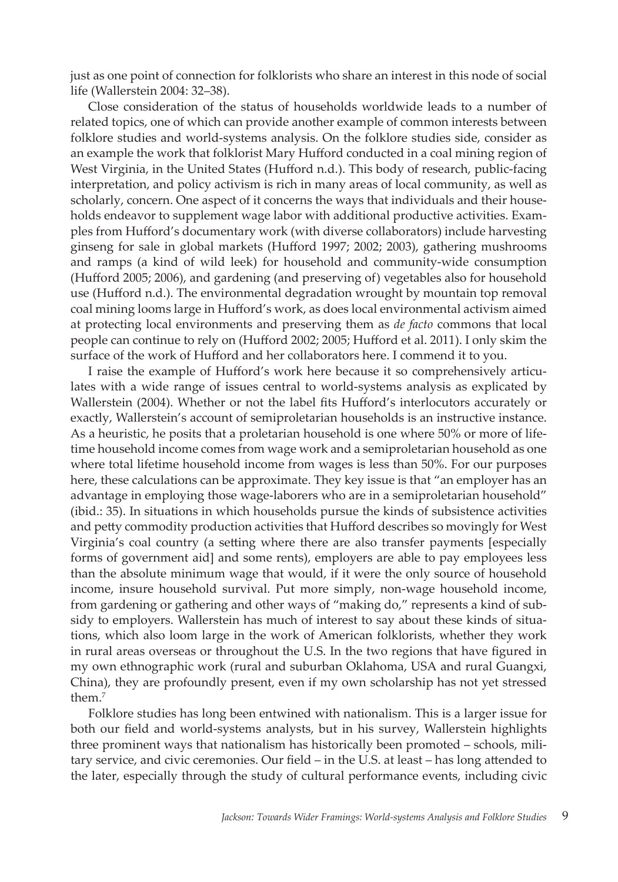just as one point of connection for folklorists who share an interest in this node of social life (Wallerstein 2004: 32–38).

Close consideration of the status of households worldwide leads to a number of related topics, one of which can provide another example of common interests between folklore studies and world-systems analysis. On the folklore studies side, consider as an example the work that folklorist Mary Hufford conducted in a coal mining region of West Virginia, in the United States (Hufford n.d.). This body of research, public-facing interpretation, and policy activism is rich in many areas of local community, as well as scholarly, concern. One aspect of it concerns the ways that individuals and their households endeavor to supplement wage labor with additional productive activities. Examples from Hufford's documentary work (with diverse collaborators) include harvesting ginseng for sale in global markets (Hufford 1997; 2002; 2003), gathering mushrooms and ramps (a kind of wild leek) for household and community-wide consumption (Hufford 2005; 2006), and gardening (and preserving of) vegetables also for household use (Hufford n.d.). The environmental degradation wrought by mountain top removal coal mining looms large in Hufford's work, as does local environmental activism aimed at protecting local environments and preserving them as *de facto* commons that local people can continue to rely on (Hufford 2002; 2005; Hufford et al. 2011). I only skim the surface of the work of Hufford and her collaborators here. I commend it to you.

I raise the example of Hufford's work here because it so comprehensively articulates with a wide range of issues central to world-systems analysis as explicated by Wallerstein (2004). Whether or not the label fits Hufford's interlocutors accurately or exactly, Wallerstein's account of semiproletarian households is an instructive instance. As a heuristic, he posits that a proletarian household is one where 50% or more of lifetime household income comes from wage work and a semiproletarian household as one where total lifetime household income from wages is less than 50%. For our purposes here, these calculations can be approximate. They key issue is that "an employer has an advantage in employing those wage-laborers who are in a semiproletarian household" (ibid.: 35). In situations in which households pursue the kinds of subsistence activities and petty commodity production activities that Hufford describes so movingly for West Virginia's coal country (a setting where there are also transfer payments [especially forms of government aid] and some rents), employers are able to pay employees less than the absolute minimum wage that would, if it were the only source of household income, insure household survival. Put more simply, non-wage household income, from gardening or gathering and other ways of "making do," represents a kind of subsidy to employers. Wallerstein has much of interest to say about these kinds of situations, which also loom large in the work of American folklorists, whether they work in rural areas overseas or throughout the U.S. In the two regions that have figured in my own ethnographic work (rural and suburban Oklahoma, USA and rural Guangxi, China), they are profoundly present, even if my own scholarship has not yet stressed them.[7]

Folklore studies has long been entwined with nationalism. This is a larger issue for both our field and world-systems analysts, but in his survey, Wallerstein highlights three prominent ways that nationalism has historically been promoted – schools, military service, and civic ceremonies. Our field – in the U.S. at least – has long attended to the later, especially through the study of cultural performance events, including civic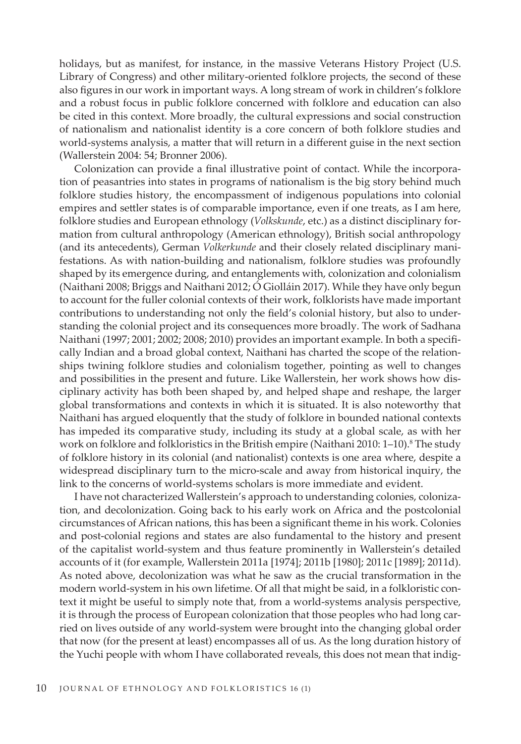holidays, but as manifest, for instance, in the massive Veterans History Project (U.S. Library of Congress) and other military-oriented folklore projects, the second of these also figures in our work in important ways. A long stream of work in children's folklore and a robust focus in public folklore concerned with folklore and education can also be cited in this context. More broadly, the cultural expressions and social construction of nationalism and nationalist identity is a core concern of both folklore studies and world-systems analysis, a matter that will return in a different guise in the next section (Wallerstein 2004: 54; Bronner 2006).

Colonization can provide a final illustrative point of contact. While the incorporation of peasantries into states in programs of nationalism is the big story behind much folklore studies history, the encompassment of indigenous populations into colonial empires and settler states is of comparable importance, even if one treats, as I am here, folklore studies and European ethnology (*Volkskunde*, etc.) as a distinct disciplinary formation from cultural anthropology (American ethnology), British social anthropology (and its antecedents), German *Volkerkunde* and their closely related disciplinary manifestations. As with nation-building and nationalism, folklore studies was profoundly shaped by its emergence during, and entanglements with, colonization and colonialism (Naithani 2008; Briggs and Naithani 2012; Ó Giolláin 2017). While they have only begun to account for the fuller colonial contexts of their work, folklorists have made important contributions to understanding not only the field's colonial history, but also to understanding the colonial project and its consequences more broadly. The work of Sadhana Naithani (1997; 2001; 2002; 2008; 2010) provides an important example. In both a specifically Indian and a broad global context, Naithani has charted the scope of the relationships twining folklore studies and colonialism together, pointing as well to changes and possibilities in the present and future. Like Wallerstein, her work shows how disciplinary activity has both been shaped by, and helped shape and reshape, the larger global transformations and contexts in which it is situated. It is also noteworthy that Naithani has argued eloquently that the study of folklore in bounded national contexts has impeded its comparative study, including its study at a global scale, as with her work on folklore and folkloristics in the British empire (Naithani 2010: 1–10).[8] The study of folklore history in its colonial (and nationalist) contexts is one area where, despite a widespread disciplinary turn to the micro-scale and away from historical inquiry, the link to the concerns of world-systems scholars is more immediate and evident.

I have not characterized Wallerstein's approach to understanding colonies, colonization, and decolonization. Going back to his early work on Africa and the postcolonial circumstances of African nations, this has been a significant theme in his work. Colonies and post-colonial regions and states are also fundamental to the history and present of the capitalist world-system and thus feature prominently in Wallerstein's detailed accounts of it (for example, Wallerstein 2011a [1974]; 2011b [1980]; 2011c [1989]; 2011d). As noted above, decolonization was what he saw as the crucial transformation in the modern world-system in his own lifetime. Of all that might be said, in a folkloristic context it might be useful to simply note that, from a world-systems analysis perspective, it is through the process of European colonization that those peoples who had long carried on lives outside of any world-system were brought into the changing global order that now (for the present at least) encompasses all of us. As the long duration history of the Yuchi people with whom I have collaborated reveals, this does not mean that indig-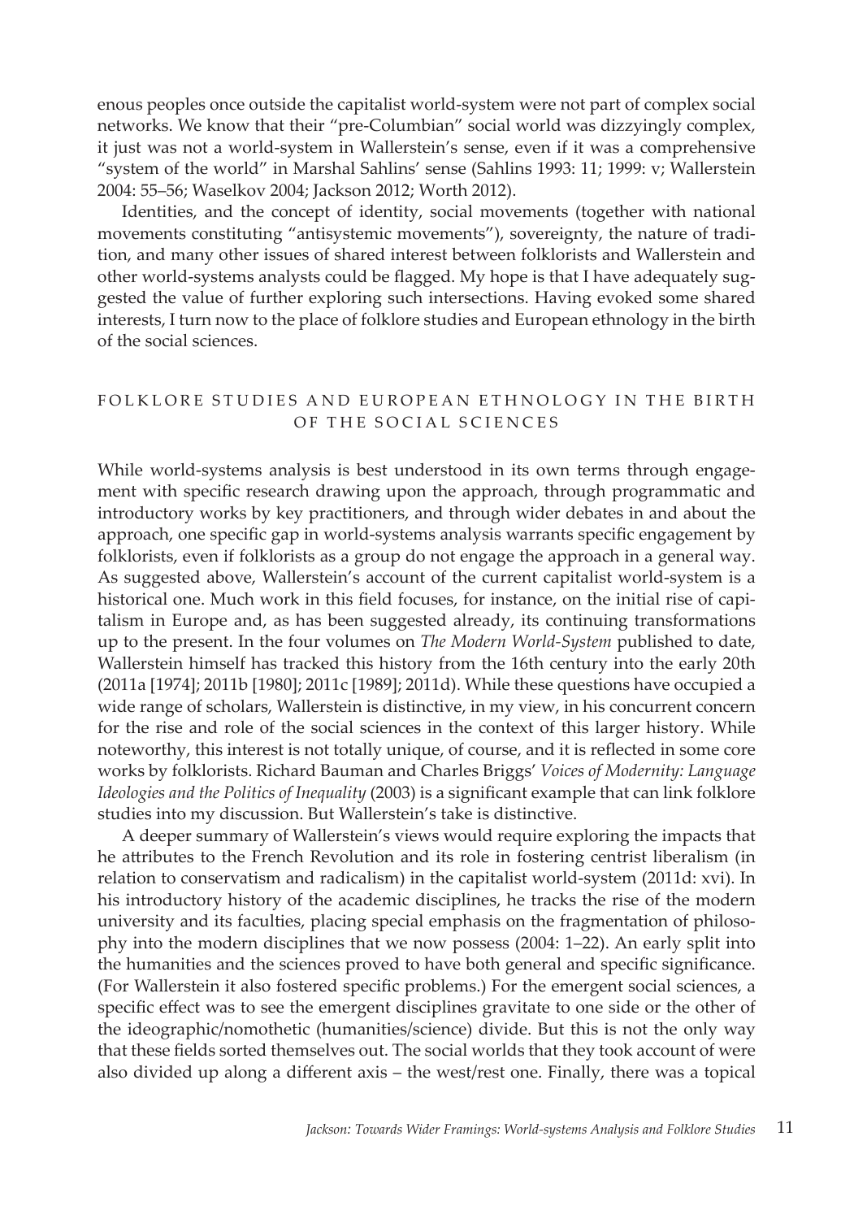enous peoples once outside the capitalist world-system were not part of complex social networks. We know that their "pre-Columbian" social world was dizzyingly complex, it just was not a world-system in Wallerstein's sense, even if it was a comprehensive "system of the world" in Marshal Sahlins' sense (Sahlins 1993: 11; 1999: v; Wallerstein 2004: 55–56; Waselkov 2004; Jackson 2012; Worth 2012).

Identities, and the concept of identity, social movements (together with national movements constituting "antisystemic movements"), sovereignty, the nature of tradition, and many other issues of shared interest between folklorists and Wallerstein and other world-systems analysts could be flagged. My hope is that I have adequately suggested the value of further exploring such intersections. Having evoked some shared interests, I turn now to the place of folklore studies and European ethnology in the birth of the social sciences.

## FOLKLORE STUDIES AND EUROPEAN ETHNOLOGY IN THE BIRTH OF THE SOCIAL SCIENCES

While world-systems analysis is best understood in its own terms through engagement with specific research drawing upon the approach, through programmatic and introductory works by key practitioners, and through wider debates in and about the approach, one specific gap in world-systems analysis warrants specific engagement by folklorists, even if folklorists as a group do not engage the approach in a general way. As suggested above, Wallerstein's account of the current capitalist world-system is a historical one. Much work in this field focuses, for instance, on the initial rise of capitalism in Europe and, as has been suggested already, its continuing transformations up to the present. In the four volumes on *The Modern World-System* published to date, Wallerstein himself has tracked this history from the 16th century into the early 20th (2011a [1974]; 2011b [1980]; 2011c [1989]; 2011d). While these questions have occupied a wide range of scholars, Wallerstein is distinctive, in my view, in his concurrent concern for the rise and role of the social sciences in the context of this larger history. While noteworthy, this interest is not totally unique, of course, and it is reflected in some core works by folklorists. Richard Bauman and Charles Briggs' *Voices of Modernity: Language Ideologies and the Politics of Inequality* (2003) is a significant example that can link folklore studies into my discussion. But Wallerstein's take is distinctive.

A deeper summary of Wallerstein's views would require exploring the impacts that he attributes to the French Revolution and its role in fostering centrist liberalism (in relation to conservatism and radicalism) in the capitalist world-system (2011d: xvi). In his introductory history of the academic disciplines, he tracks the rise of the modern university and its faculties, placing special emphasis on the fragmentation of philosophy into the modern disciplines that we now possess (2004: 1–22). An early split into the humanities and the sciences proved to have both general and specific significance. (For Wallerstein it also fostered specific problems.) For the emergent social sciences, a specific effect was to see the emergent disciplines gravitate to one side or the other of the ideographic/nomothetic (humanities/science) divide. But this is not the only way that these fields sorted themselves out. The social worlds that they took account of were also divided up along a different axis – the west/rest one. Finally, there was a topical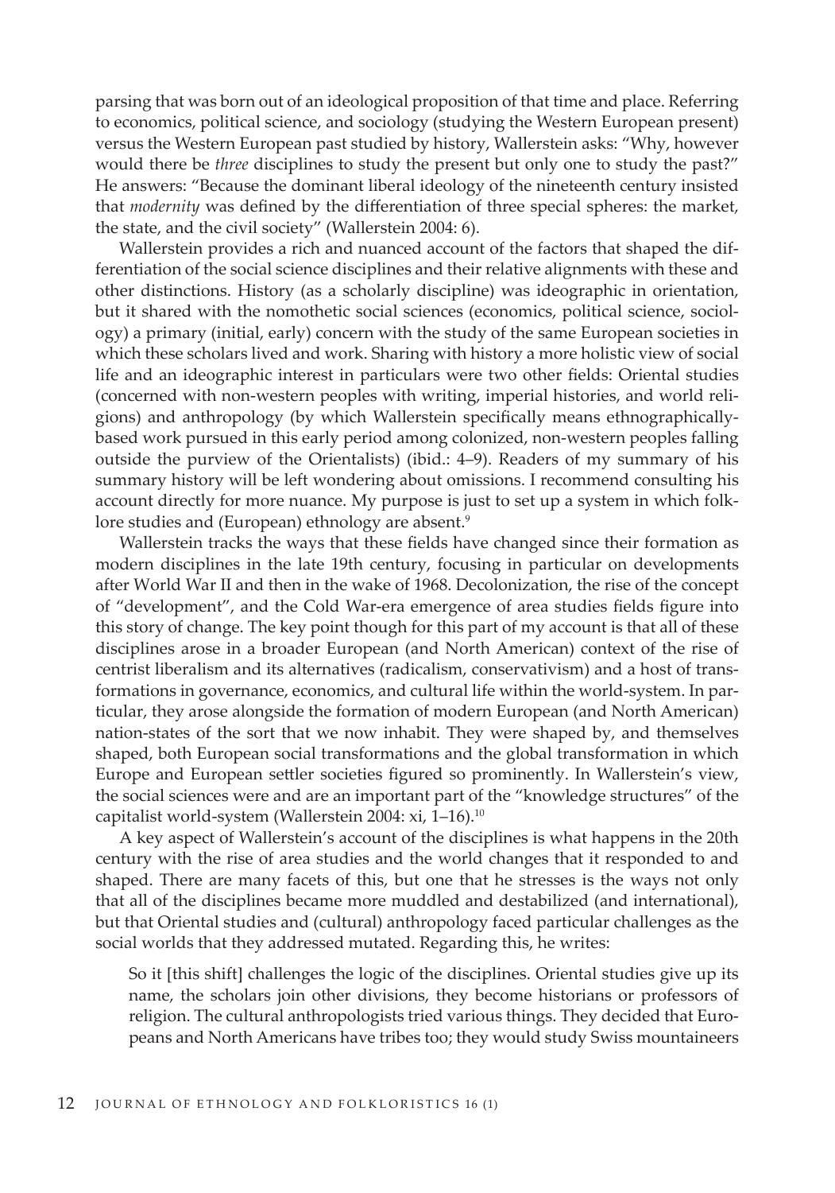parsing that was born out of an ideological proposition of that time and place. Referring to economics, political science, and sociology (studying the Western European present) versus the Western European past studied by history, Wallerstein asks: "Why, however would there be *three* disciplines to study the present but only one to study the past?" He answers: "Because the dominant liberal ideology of the nineteenth century insisted that *modernity* was defined by the differentiation of three special spheres: the market, the state, and the civil society" (Wallerstein 2004: 6).

Wallerstein provides a rich and nuanced account of the factors that shaped the differentiation of the social science disciplines and their relative alignments with these and other distinctions. History (as a scholarly discipline) was ideographic in orientation, but it shared with the nomothetic social sciences (economics, political science, sociology) a primary (initial, early) concern with the study of the same European societies in which these scholars lived and work. Sharing with history a more holistic view of social life and an ideographic interest in particulars were two other fields: Oriental studies (concerned with non-western peoples with writing, imperial histories, and world religions) and anthropology (by which Wallerstein specifically means ethnographically-based work pursued in this early period among colonized, non-western peoples falling outside the purview of the Orientalists) (ibid.: 4–9). Readers of my summary of his summary history will be left wondering about omissions. I recommend consulting his account directly for more nuance. My purpose is just to set up a system in which folklore studies and (European) ethnology are absent.[9]

Wallerstein tracks the ways that these fields have changed since their formation as modern disciplines in the late 19th century, focusing in particular on developments after World War II and then in the wake of 1968. Decolonization, the rise of the concept of "development", and the Cold War-era emergence of area studies fields figure into this story of change. The key point though for this part of my account is that all of these disciplines arose in a broader European (and North American) context of the rise of centrist liberalism and its alternatives (radicalism, conservativism) and a host of transformations in governance, economics, and cultural life within the world-system. In particular, they arose alongside the formation of modern European (and North American) nation-states of the sort that we now inhabit. They were shaped by, and themselves shaped, both European social transformations and the global transformation in which Europe and European settler societies figured so prominently. In Wallerstein's view, the social sciences were and are an important part of the "knowledge structures" of the capitalist world-system (Wallerstein 2004: xi, 1–16).[10]

A key aspect of Wallerstein's account of the disciplines is what happens in the 20th century with the rise of area studies and the world changes that it responded to and shaped. There are many facets of this, but one that he stresses is the ways not only that all of the disciplines became more muddled and destabilized (and international), but that Oriental studies and (cultural) anthropology faced particular challenges as the social worlds that they addressed mutated. Regarding this, he writes:

> So it [this shift] challenges the logic of the disciplines. Oriental studies give up its name, the scholars join other divisions, they become historians or professors of religion. The cultural anthropologists tried various things. They decided that Europeans and North Americans have tribes too; they would study Swiss mountaineers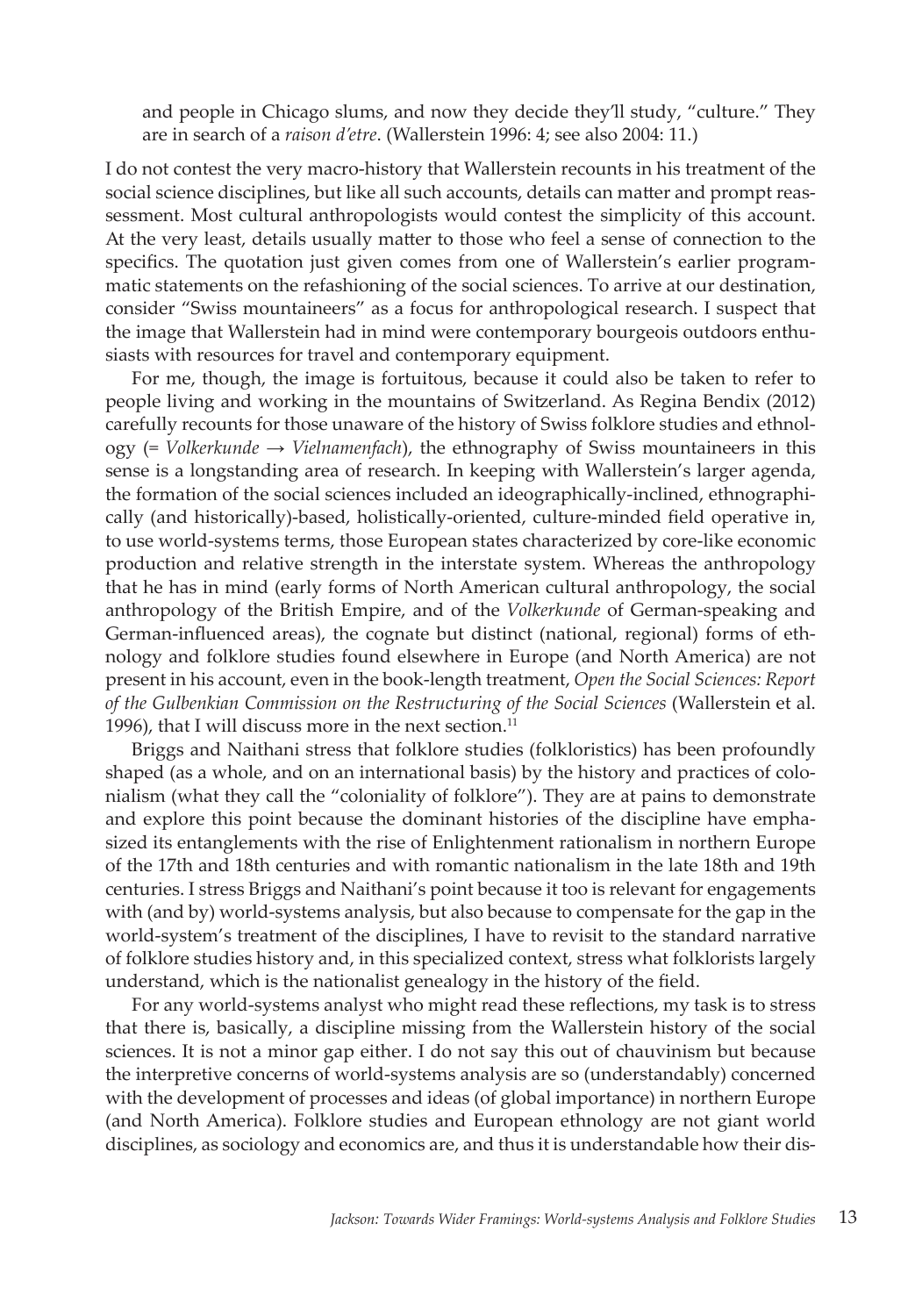> and people in Chicago slums, and now they decide they'll study, "culture." They are in search of a *raison d'etre*. (Wallerstein 1996: 4; see also 2004: 11.)

I do not contest the very macro-history that Wallerstein recounts in his treatment of the social science disciplines, but like all such accounts, details can matter and prompt reassessment. Most cultural anthropologists would contest the simplicity of this account. At the very least, details usually matter to those who feel a sense of connection to the specifics. The quotation just given comes from one of Wallerstein's earlier programmatic statements on the refashioning of the social sciences. To arrive at our destination, consider "Swiss mountaineers" as a focus for anthropological research. I suspect that the image that Wallerstein had in mind were contemporary bourgeois outdoors enthusiasts with resources for travel and contemporary equipment.

For me, though, the image is fortuitous, because it could also be taken to refer to people living and working in the mountains of Switzerland. As Regina Bendix (2012) carefully recounts for those unaware of the history of Swiss folklore studies and ethnology (= *Volkerkunde* → *Vielnamenfach*), the ethnography of Swiss mountaineers in this sense is a longstanding area of research. In keeping with Wallerstein's larger agenda, the formation of the social sciences included an ideographically-inclined, ethnographically (and historically)-based, holistically-oriented, culture-minded field operative in, to use world-systems terms, those European states characterized by core-like economic production and relative strength in the interstate system. Whereas the anthropology that he has in mind (early forms of North American cultural anthropology, the social anthropology of the British Empire, and of the *Volkerkunde* of German-speaking and German-influenced areas), the cognate but distinct (national, regional) forms of ethnology and folklore studies found elsewhere in Europe (and North America) are not present in his account, even in the book-length treatment, *Open the Social Sciences: Report of the Gulbenkian Commission on the Restructuring of the Social Sciences* (Wallerstein et al. 1996), that I will discuss more in the next section.[11]

Briggs and Naithani stress that folklore studies (folkloristics) has been profoundly shaped (as a whole, and on an international basis) by the history and practices of colonialism (what they call the "coloniality of folklore"). They are at pains to demonstrate and explore this point because the dominant histories of the discipline have emphasized its entanglements with the rise of Enlightenment rationalism in northern Europe of the 17th and 18th centuries and with romantic nationalism in the late 18th and 19th centuries. I stress Briggs and Naithani's point because it too is relevant for engagements with (and by) world-systems analysis, but also because to compensate for the gap in the world-system's treatment of the disciplines, I have to revisit to the standard narrative of folklore studies history and, in this specialized context, stress what folklorists largely understand, which is the nationalist genealogy in the history of the field.

For any world-systems analyst who might read these reflections, my task is to stress that there is, basically, a discipline missing from the Wallerstein history of the social sciences. It is not a minor gap either. I do not say this out of chauvinism but because the interpretive concerns of world-systems analysis are so (understandably) concerned with the development of processes and ideas (of global importance) in northern Europe (and North America). Folklore studies and European ethnology are not giant world disciplines, as sociology and economics are, and thus it is understandable how their dis-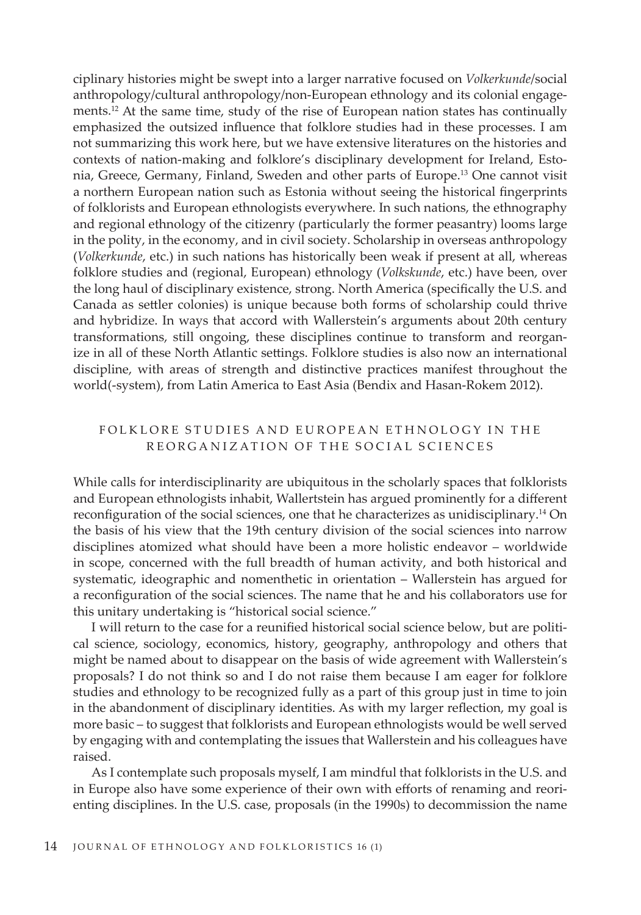ciplinary histories might be swept into a larger narrative focused on *Volkerkunde*/social anthropology/cultural anthropology/non-European ethnology and its colonial engagements.[12] At the same time, study of the rise of European nation states has continually emphasized the outsized influence that folklore studies had in these processes. I am not summarizing this work here, but we have extensive literatures on the histories and contexts of nation-making and folklore's disciplinary development for Ireland, Estonia, Greece, Germany, Finland, Sweden and other parts of Europe.[13] One cannot visit a northern European nation such as Estonia without seeing the historical fingerprints of folklorists and European ethnologists everywhere. In such nations, the ethnography and regional ethnology of the citizenry (particularly the former peasantry) looms large in the polity, in the economy, and in civil society. Scholarship in overseas anthropology (*Volkerkunde*, etc.) in such nations has historically been weak if present at all, whereas folklore studies and (regional, European) ethnology (*Volkskunde*, etc.) have been, over the long haul of disciplinary existence, strong. North America (specifically the U.S. and Canada as settler colonies) is unique because both forms of scholarship could thrive and hybridize. In ways that accord with Wallerstein's arguments about 20th century transformations, still ongoing, these disciplines continue to transform and reorganize in all of these North Atlantic settings. Folklore studies is also now an international discipline, with areas of strength and distinctive practices manifest throughout the world(-system), from Latin America to East Asia (Bendix and Hasan-Rokem 2012).

## FOLKLORE STUDIES AND EUROPEAN ETHNOLOGY IN THE REORGANIZATION OF THE SOCIAL SCIENCES

While calls for interdisciplinarity are ubiquitous in the scholarly spaces that folklorists and European ethnologists inhabit, Wallertstein has argued prominently for a different reconfiguration of the social sciences, one that he characterizes as unidisciplinary.[14] On the basis of his view that the 19th century division of the social sciences into narrow disciplines atomized what should have been a more holistic endeavor – worldwide in scope, concerned with the full breadth of human activity, and both historical and systematic, ideographic and nomenthetic in orientation – Wallerstein has argued for a reconfiguration of the social sciences. The name that he and his collaborators use for this unitary undertaking is "historical social science."

I will return to the case for a reunified historical social science below, but are political science, sociology, economics, history, geography, anthropology and others that might be named about to disappear on the basis of wide agreement with Wallerstein's proposals? I do not think so and I do not raise them because I am eager for folklore studies and ethnology to be recognized fully as a part of this group just in time to join in the abandonment of disciplinary identities. As with my larger reflection, my goal is more basic – to suggest that folklorists and European ethnologists would be well served by engaging with and contemplating the issues that Wallerstein and his colleagues have raised.

As I contemplate such proposals myself, I am mindful that folklorists in the U.S. and in Europe also have some experience of their own with efforts of renaming and reorienting disciplines. In the U.S. case, proposals (in the 1990s) to decommission the name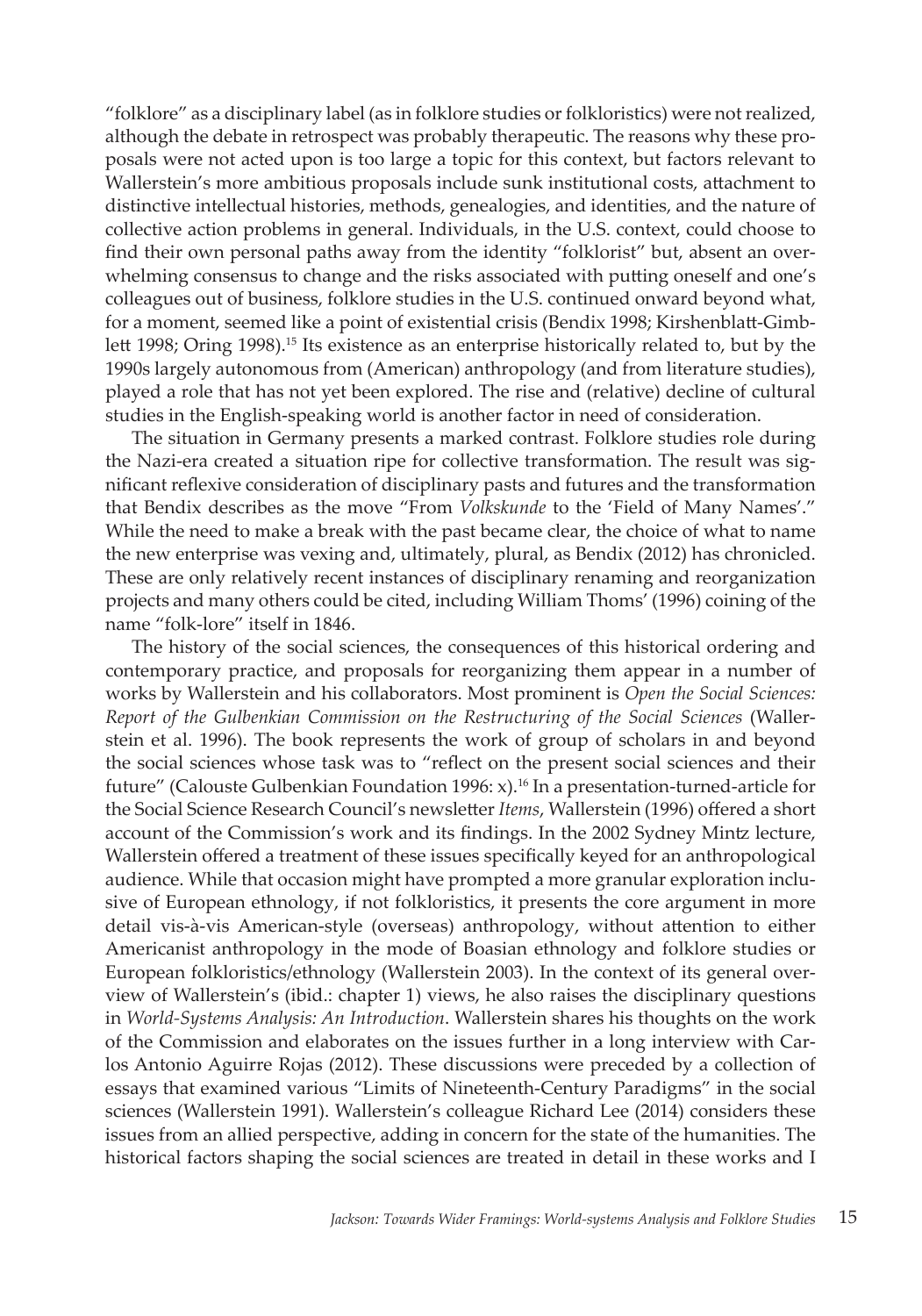"folklore" as a disciplinary label (as in folklore studies or folkloristics) were not realized, although the debate in retrospect was probably therapeutic. The reasons why these proposals were not acted upon is too large a topic for this context, but factors relevant to Wallerstein's more ambitious proposals include sunk institutional costs, attachment to distinctive intellectual histories, methods, genealogies, and identities, and the nature of collective action problems in general. Individuals, in the U.S. context, could choose to find their own personal paths away from the identity "folklorist" but, absent an overwhelming consensus to change and the risks associated with putting oneself and one's colleagues out of business, folklore studies in the U.S. continued onward beyond what, for a moment, seemed like a point of existential crisis (Bendix 1998; Kirshenblatt-Gimblett 1998; Oring 1998).[15] Its existence as an enterprise historically related to, but by the 1990s largely autonomous from (American) anthropology (and from literature studies), played a role that has not yet been explored. The rise and (relative) decline of cultural studies in the English-speaking world is another factor in need of consideration.

The situation in Germany presents a marked contrast. Folklore studies role during the Nazi-era created a situation ripe for collective transformation. The result was significant reflexive consideration of disciplinary pasts and futures and the transformation that Bendix describes as the move "From *Volkskunde* to the 'Field of Many Names'." While the need to make a break with the past became clear, the choice of what to name the new enterprise was vexing and, ultimately, plural, as Bendix (2012) has chronicled. These are only relatively recent instances of disciplinary renaming and reorganization projects and many others could be cited, including William Thoms' (1996) coining of the name "folk-lore" itself in 1846.

The history of the social sciences, the consequences of this historical ordering and contemporary practice, and proposals for reorganizing them appear in a number of works by Wallerstein and his collaborators. Most prominent is *Open the Social Sciences: Report of the Gulbenkian Commission on the Restructuring of the Social Sciences* (Wallerstein et al. 1996). The book represents the work of group of scholars in and beyond the social sciences whose task was to "reflect on the present social sciences and their future" (Calouste Gulbenkian Foundation 1996: x).[16] In a presentation-turned-article for the Social Science Research Council's newsletter *Items*, Wallerstein (1996) offered a short account of the Commission's work and its findings. In the 2002 Sydney Mintz lecture, Wallerstein offered a treatment of these issues specifically keyed for an anthropological audience. While that occasion might have prompted a more granular exploration inclusive of European ethnology, if not folkloristics, it presents the core argument in more detail vis-à-vis American-style (overseas) anthropology, without attention to either Americanist anthropology in the mode of Boasian ethnology and folklore studies or European folkloristics/ethnology (Wallerstein 2003). In the context of its general overview of Wallerstein's (ibid.: chapter 1) views, he also raises the disciplinary questions in *World-Systems Analysis: An Introduction*. Wallerstein shares his thoughts on the work of the Commission and elaborates on the issues further in a long interview with Carlos Antonio Aguirre Rojas (2012). These discussions were preceded by a collection of essays that examined various "Limits of Nineteenth-Century Paradigms" in the social sciences (Wallerstein 1991). Wallerstein's colleague Richard Lee (2014) considers these issues from an allied perspective, adding in concern for the state of the humanities. The historical factors shaping the social sciences are treated in detail in these works and I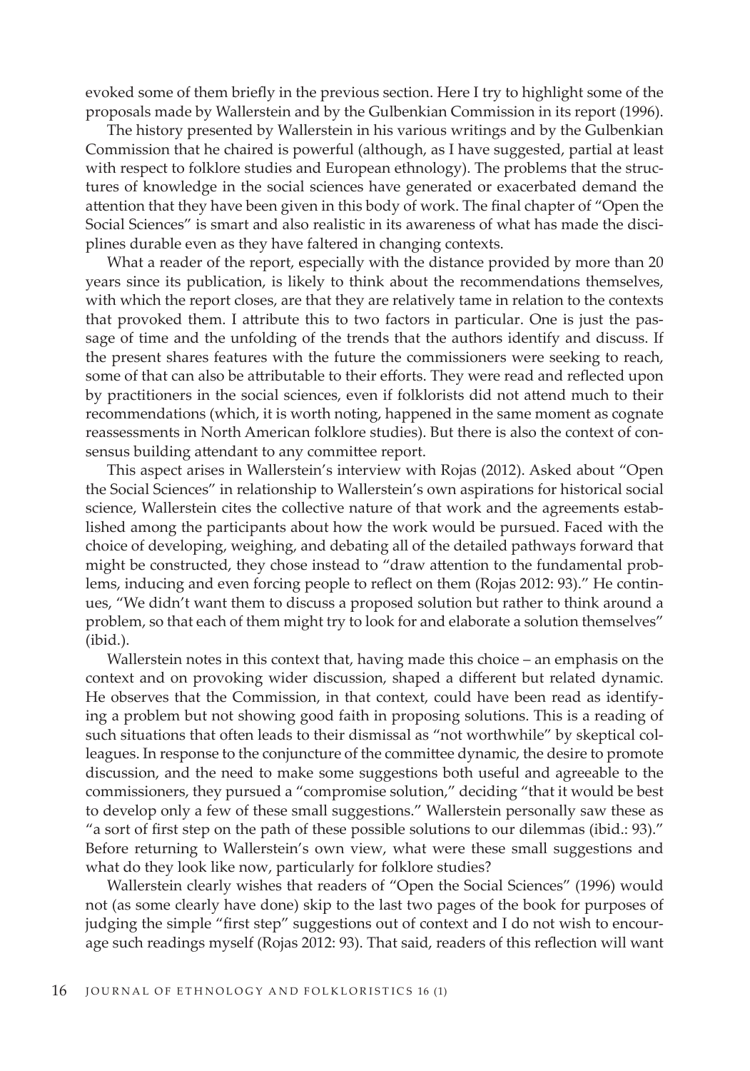evoked some of them briefly in the previous section. Here I try to highlight some of the proposals made by Wallerstein and by the Gulbenkian Commission in its report (1996).

The history presented by Wallerstein in his various writings and by the Gulbenkian Commission that he chaired is powerful (although, as I have suggested, partial at least with respect to folklore studies and European ethnology). The problems that the structures of knowledge in the social sciences have generated or exacerbated demand the attention that they have been given in this body of work. The final chapter of "Open the Social Sciences" is smart and also realistic in its awareness of what has made the disciplines durable even as they have faltered in changing contexts.

What a reader of the report, especially with the distance provided by more than 20 years since its publication, is likely to think about the recommendations themselves, with which the report closes, are that they are relatively tame in relation to the contexts that provoked them. I attribute this to two factors in particular. One is just the passage of time and the unfolding of the trends that the authors identify and discuss. If the present shares features with the future the commissioners were seeking to reach, some of that can also be attributable to their efforts. They were read and reflected upon by practitioners in the social sciences, even if folklorists did not attend much to their recommendations (which, it is worth noting, happened in the same moment as cognate reassessments in North American folklore studies). But there is also the context of consensus building attendant to any committee report.

This aspect arises in Wallerstein's interview with Rojas (2012). Asked about "Open the Social Sciences" in relationship to Wallerstein's own aspirations for historical social science, Wallerstein cites the collective nature of that work and the agreements established among the participants about how the work would be pursued. Faced with the choice of developing, weighing, and debating all of the detailed pathways forward that might be constructed, they chose instead to "draw attention to the fundamental problems, inducing and even forcing people to reflect on them (Rojas 2012: 93)." He continues, "We didn't want them to discuss a proposed solution but rather to think around a problem, so that each of them might try to look for and elaborate a solution themselves" (ibid.).

Wallerstein notes in this context that, having made this choice – an emphasis on the context and on provoking wider discussion, shaped a different but related dynamic. He observes that the Commission, in that context, could have been read as identifying a problem but not showing good faith in proposing solutions. This is a reading of such situations that often leads to their dismissal as "not worthwhile" by skeptical colleagues. In response to the conjuncture of the committee dynamic, the desire to promote discussion, and the need to make some suggestions both useful and agreeable to the commissioners, they pursued a "compromise solution," deciding "that it would be best to develop only a few of these small suggestions." Wallerstein personally saw these as "a sort of first step on the path of these possible solutions to our dilemmas (ibid.: 93)." Before returning to Wallerstein's own view, what were these small suggestions and what do they look like now, particularly for folklore studies?

Wallerstein clearly wishes that readers of "Open the Social Sciences" (1996) would not (as some clearly have done) skip to the last two pages of the book for purposes of judging the simple "first step" suggestions out of context and I do not wish to encourage such readings myself (Rojas 2012: 93). That said, readers of this reflection will want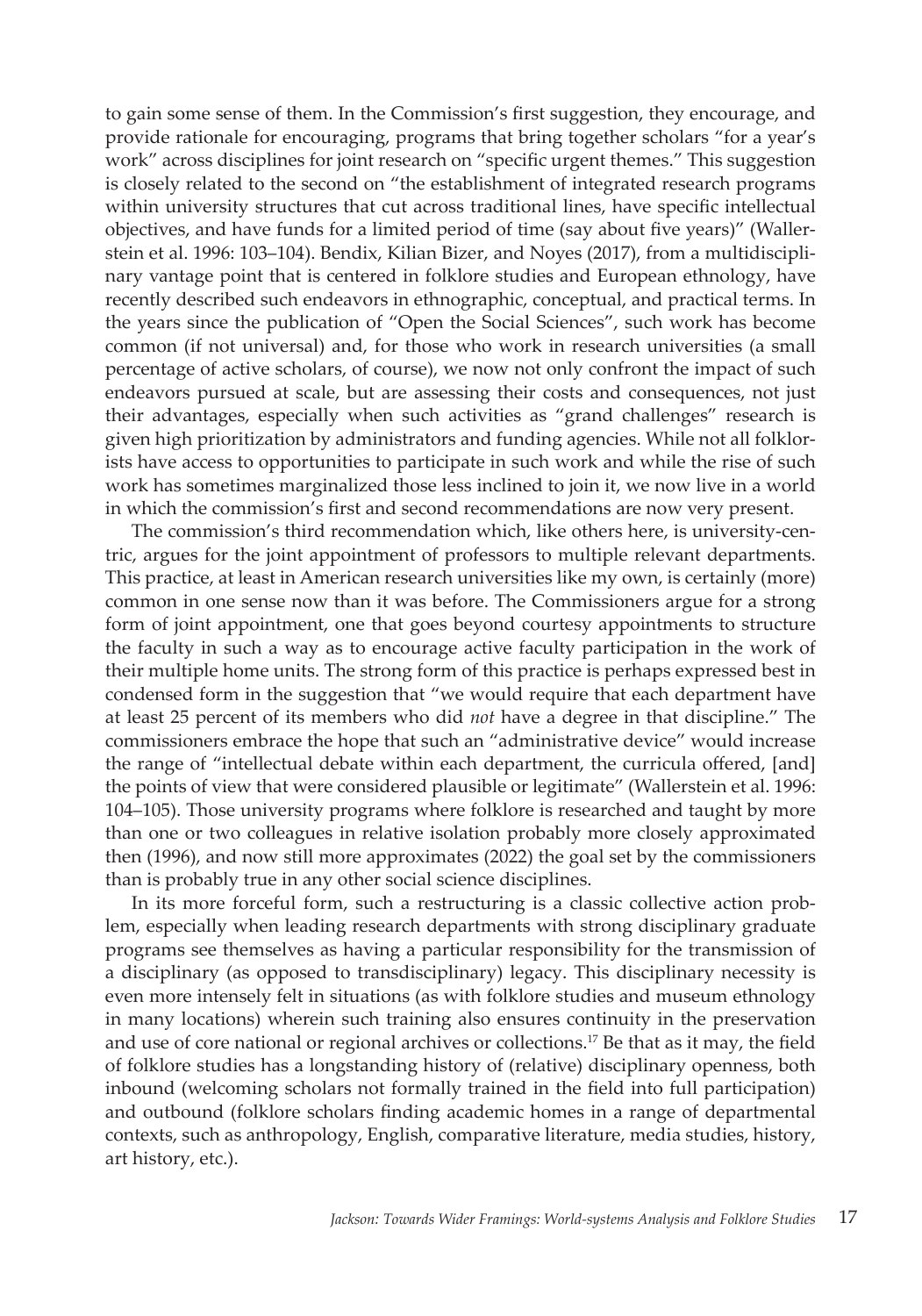to gain some sense of them. In the Commission's first suggestion, they encourage, and provide rationale for encouraging, programs that bring together scholars "for a year's work" across disciplines for joint research on "specific urgent themes." This suggestion is closely related to the second on "the establishment of integrated research programs within university structures that cut across traditional lines, have specific intellectual objectives, and have funds for a limited period of time (say about five years)" (Wallerstein et al. 1996: 103–104). Bendix, Kilian Bizer, and Noyes (2017), from a multidisciplinary vantage point that is centered in folklore studies and European ethnology, have recently described such endeavors in ethnographic, conceptual, and practical terms. In the years since the publication of "Open the Social Sciences", such work has become common (if not universal) and, for those who work in research universities (a small percentage of active scholars, of course), we now not only confront the impact of such endeavors pursued at scale, but are assessing their costs and consequences, not just their advantages, especially when such activities as "grand challenges" research is given high prioritization by administrators and funding agencies. While not all folklorists have access to opportunities to participate in such work and while the rise of such work has sometimes marginalized those less inclined to join it, we now live in a world in which the commission's first and second recommendations are now very present.

The commission's third recommendation which, like others here, is university-centric, argues for the joint appointment of professors to multiple relevant departments. This practice, at least in American research universities like my own, is certainly (more) common in one sense now than it was before. The Commissioners argue for a strong form of joint appointment, one that goes beyond courtesy appointments to structure the faculty in such a way as to encourage active faculty participation in the work of their multiple home units. The strong form of this practice is perhaps expressed best in condensed form in the suggestion that "we would require that each department have at least 25 percent of its members who did *not* have a degree in that discipline." The commissioners embrace the hope that such an "administrative device" would increase the range of "intellectual debate within each department, the curricula offered, [and] the points of view that were considered plausible or legitimate" (Wallerstein et al. 1996: 104–105). Those university programs where folklore is researched and taught by more than one or two colleagues in relative isolation probably more closely approximated then (1996), and now still more approximates (2022) the goal set by the commissioners than is probably true in any other social science disciplines.

In its more forceful form, such a restructuring is a classic collective action problem, especially when leading research departments with strong disciplinary graduate programs see themselves as having a particular responsibility for the transmission of a disciplinary (as opposed to transdisciplinary) legacy. This disciplinary necessity is even more intensely felt in situations (as with folklore studies and museum ethnology in many locations) wherein such training also ensures continuity in the preservation and use of core national or regional archives or collections.[17] Be that as it may, the field of folklore studies has a longstanding history of (relative) disciplinary openness, both inbound (welcoming scholars not formally trained in the field into full participation) and outbound (folklore scholars finding academic homes in a range of departmental contexts, such as anthropology, English, comparative literature, media studies, history, art history, etc.).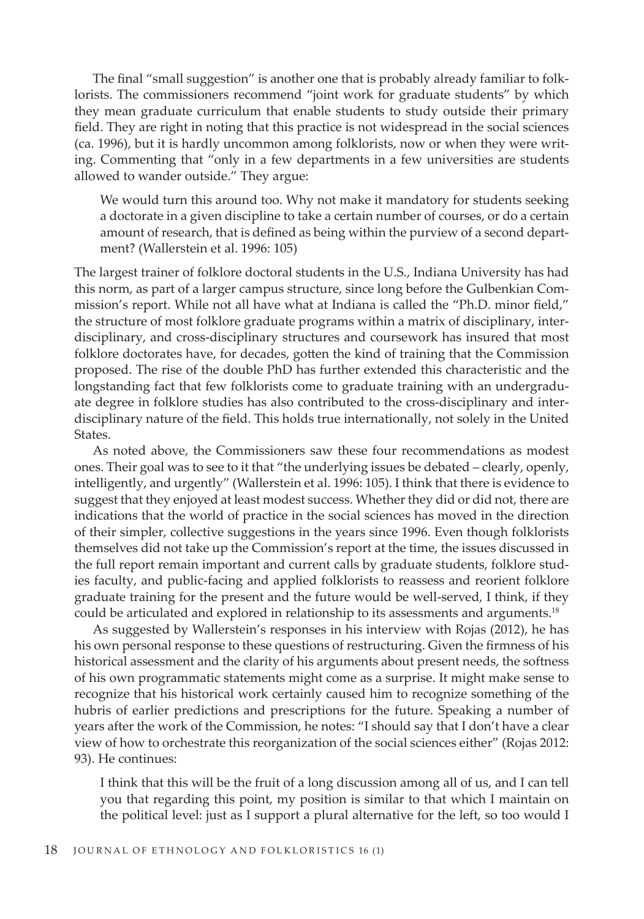The final "small suggestion" is another one that is probably already familiar to folklorists. The commissioners recommend "joint work for graduate students" by which they mean graduate curriculum that enable students to study outside their primary field. They are right in noting that this practice is not widespread in the social sciences (ca. 1996), but it is hardly uncommon among folklorists, now or when they were writing. Commenting that "only in a few departments in a few universities are students allowed to wander outside." They argue:

> We would turn this around too. Why not make it mandatory for students seeking a doctorate in a given discipline to take a certain number of courses, or do a certain amount of research, that is defined as being within the purview of a second department? (Wallerstein et al. 1996: 105)

The largest trainer of folklore doctoral students in the U.S., Indiana University has had this norm, as part of a larger campus structure, since long before the Gulbenkian Commission's report. While not all have what at Indiana is called the "Ph.D. minor field," the structure of most folklore graduate programs within a matrix of disciplinary, interdisciplinary, and cross-disciplinary structures and coursework has insured that most folklore doctorates have, for decades, gotten the kind of training that the Commission proposed. The rise of the double PhD has further extended this characteristic and the longstanding fact that few folklorists come to graduate training with an undergraduate degree in folklore studies has also contributed to the cross-disciplinary and interdisciplinary nature of the field. This holds true internationally, not solely in the United States.

As noted above, the Commissioners saw these four recommendations as modest ones. Their goal was to see to it that "the underlying issues be debated – clearly, openly, intelligently, and urgently" (Wallerstein et al. 1996: 105). I think that there is evidence to suggest that they enjoyed at least modest success. Whether they did or did not, there are indications that the world of practice in the social sciences has moved in the direction of their simpler, collective suggestions in the years since 1996. Even though folklorists themselves did not take up the Commission's report at the time, the issues discussed in the full report remain important and current calls by graduate students, folklore studies faculty, and public-facing and applied folklorists to reassess and reorient folklore graduate training for the present and the future would be well-served, I think, if they could be articulated and explored in relationship to its assessments and arguments.[18]

As suggested by Wallerstein's responses in his interview with Rojas (2012), he has his own personal response to these questions of restructuring. Given the firmness of his historical assessment and the clarity of his arguments about present needs, the softness of his own programmatic statements might come as a surprise. It might make sense to recognize that his historical work certainly caused him to recognize something of the hubris of earlier predictions and prescriptions for the future. Speaking a number of years after the work of the Commission, he notes: "I should say that I don't have a clear view of how to orchestrate this reorganization of the social sciences either" (Rojas 2012: 93). He continues:

> I think that this will be the fruit of a long discussion among all of us, and I can tell you that regarding this point, my position is similar to that which I maintain on the political level: just as I support a plural alternative for the left, so too would I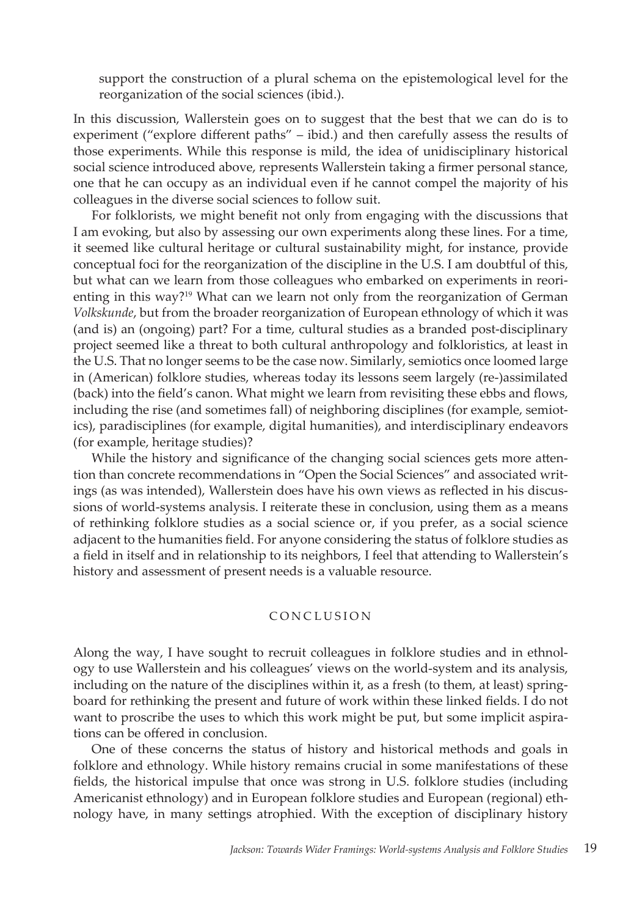support the construction of a plural schema on the epistemological level for the reorganization of the social sciences (ibid.).

In this discussion, Wallerstein goes on to suggest that the best that we can do is to experiment ("explore different paths" – ibid.) and then carefully assess the results of those experiments. While this response is mild, the idea of unidisciplinary historical social science introduced above, represents Wallerstein taking a firmer personal stance, one that he can occupy as an individual even if he cannot compel the majority of his colleagues in the diverse social sciences to follow suit.

For folklorists, we might benefit not only from engaging with the discussions that I am evoking, but also by assessing our own experiments along these lines. For a time, it seemed like cultural heritage or cultural sustainability might, for instance, provide conceptual foci for the reorganization of the discipline in the U.S. I am doubtful of this, but what can we learn from those colleagues who embarked on experiments in reorienting in this way?[19] What can we learn not only from the reorganization of German *Volkskunde*, but from the broader reorganization of European ethnology of which it was (and is) an (ongoing) part? For a time, cultural studies as a branded post-disciplinary project seemed like a threat to both cultural anthropology and folkloristics, at least in the U.S. That no longer seems to be the case now. Similarly, semiotics once loomed large in (American) folklore studies, whereas today its lessons seem largely (re-)assimilated (back) into the field's canon. What might we learn from revisiting these ebbs and flows, including the rise (and sometimes fall) of neighboring disciplines (for example, semiotics), paradisciplines (for example, digital humanities), and interdisciplinary endeavors (for example, heritage studies)?

While the history and significance of the changing social sciences gets more attention than concrete recommendations in "Open the Social Sciences" and associated writings (as was intended), Wallerstein does have his own views as reflected in his discussions of world-systems analysis. I reiterate these in conclusion, using them as a means of rethinking folklore studies as a social science or, if you prefer, as a social science adjacent to the humanities field. For anyone considering the status of folklore studies as a field in itself and in relationship to its neighbors, I feel that attending to Wallerstein's history and assessment of present needs is a valuable resource.

## CONCLUSION

Along the way, I have sought to recruit colleagues in folklore studies and in ethnology to use Wallerstein and his colleagues' views on the world-system and its analysis, including on the nature of the disciplines within it, as a fresh (to them, at least) springboard for rethinking the present and future of work within these linked fields. I do not want to proscribe the uses to which this work might be put, but some implicit aspirations can be offered in conclusion.

One of these concerns the status of history and historical methods and goals in folklore and ethnology. While history remains crucial in some manifestations of these fields, the historical impulse that once was strong in U.S. folklore studies (including Americanist ethnology) and in European folklore studies and European (regional) ethnology have, in many settings atrophied. With the exception of disciplinary history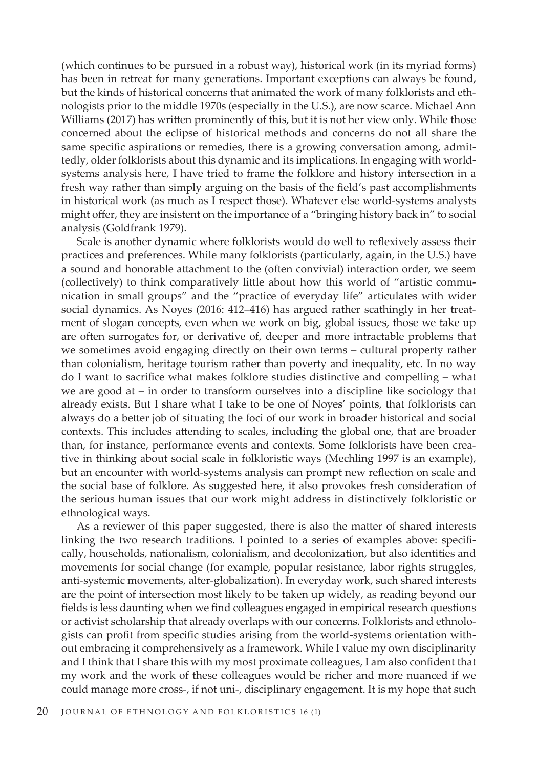(which continues to be pursued in a robust way), historical work (in its myriad forms) has been in retreat for many generations. Important exceptions can always be found, but the kinds of historical concerns that animated the work of many folklorists and ethnologists prior to the middle 1970s (especially in the U.S.), are now scarce. Michael Ann Williams (2017) has written prominently of this, but it is not her view only. While those concerned about the eclipse of historical methods and concerns do not all share the same specific aspirations or remedies, there is a growing conversation among, admittedly, older folklorists about this dynamic and its implications. In engaging with world-systems analysis here, I have tried to frame the folklore and history intersection in a fresh way rather than simply arguing on the basis of the field's past accomplishments in historical work (as much as I respect those). Whatever else world-systems analysts might offer, they are insistent on the importance of a "bringing history back in" to social analysis (Goldfrank 1979).

Scale is another dynamic where folklorists would do well to reflexively assess their practices and preferences. While many folklorists (particularly, again, in the U.S.) have a sound and honorable attachment to the (often convivial) interaction order, we seem (collectively) to think comparatively little about how this world of "artistic communication in small groups" and the "practice of everyday life" articulates with wider social dynamics. As Noyes (2016: 412–416) has argued rather scathingly in her treatment of slogan concepts, even when we work on big, global issues, those we take up are often surrogates for, or derivative of, deeper and more intractable problems that we sometimes avoid engaging directly on their own terms – cultural property rather than colonialism, heritage tourism rather than poverty and inequality, etc. In no way do I want to sacrifice what makes folklore studies distinctive and compelling – what we are good at – in order to transform ourselves into a discipline like sociology that already exists. But I share what I take to be one of Noyes' points, that folklorists can always do a better job of situating the foci of our work in broader historical and social contexts. This includes attending to scales, including the global one, that are broader than, for instance, performance events and contexts. Some folklorists have been creative in thinking about social scale in folkloristic ways (Mechling 1997 is an example), but an encounter with world-systems analysis can prompt new reflection on scale and the social base of folklore. As suggested here, it also provokes fresh consideration of the serious human issues that our work might address in distinctively folkloristic or ethnological ways.

As a reviewer of this paper suggested, there is also the matter of shared interests linking the two research traditions. I pointed to a series of examples above: specifically, households, nationalism, colonialism, and decolonization, but also identities and movements for social change (for example, popular resistance, labor rights struggles, anti-systemic movements, alter-globalization). In everyday work, such shared interests are the point of intersection most likely to be taken up widely, as reading beyond our fields is less daunting when we find colleagues engaged in empirical research questions or activist scholarship that already overlaps with our concerns. Folklorists and ethnologists can profit from specific studies arising from the world-systems orientation without embracing it comprehensively as a framework. While I value my own disciplinarity and I think that I share this with my most proximate colleagues, I am also confident that my work and the work of these colleagues would be richer and more nuanced if we could manage more cross-, if not uni-, disciplinary engagement. It is my hope that such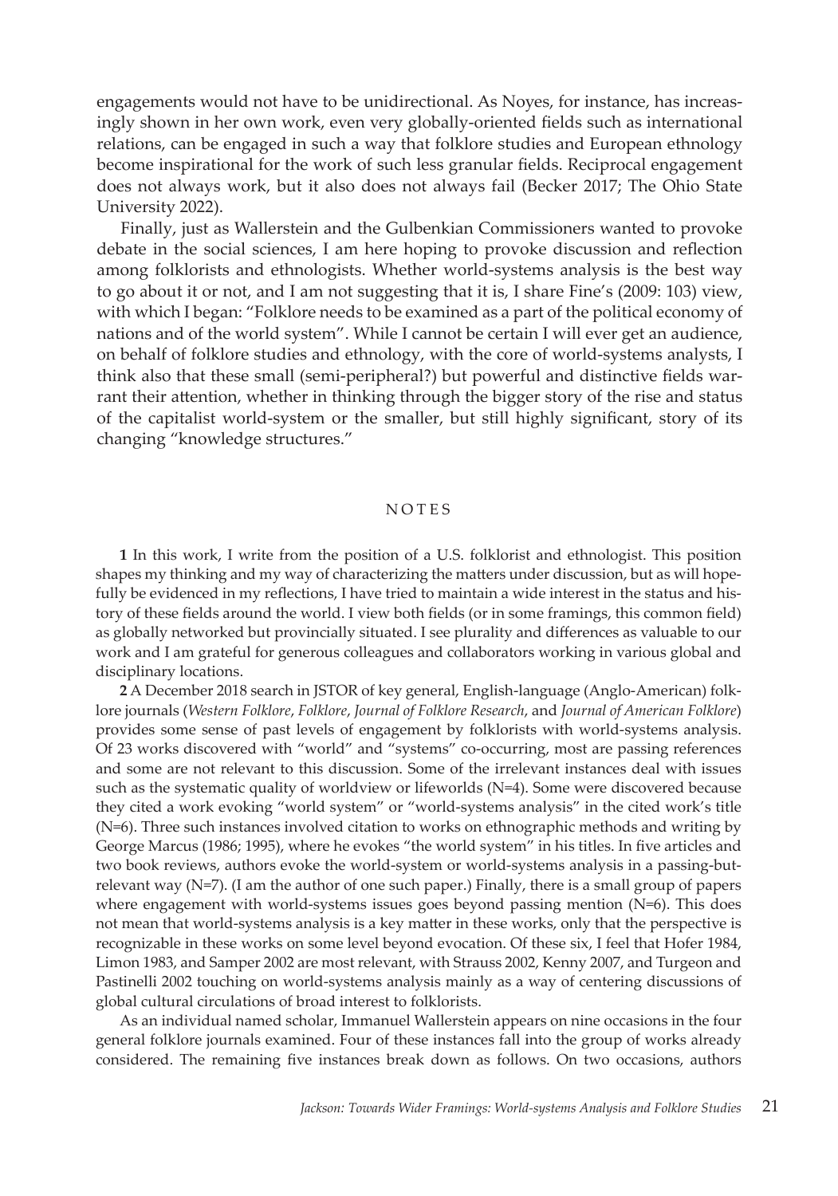engagements would not have to be unidirectional. As Noyes, for instance, has increasingly shown in her own work, even very globally-oriented fields such as international relations, can be engaged in such a way that folklore studies and European ethnology become inspirational for the work of such less granular fields. Reciprocal engagement does not always work, but it also does not always fail (Becker 2017; The Ohio State University 2022).

Finally, just as Wallerstein and the Gulbenkian Commissioners wanted to provoke debate in the social sciences, I am here hoping to provoke discussion and reflection among folklorists and ethnologists. Whether world-systems analysis is the best way to go about it or not, and I am not suggesting that it is, I share Fine's (2009: 103) view, with which I began: "Folklore needs to be examined as a part of the political economy of nations and of the world system". While I cannot be certain I will ever get an audience, on behalf of folklore studies and ethnology, with the core of world-systems analysts, I think also that these small (semi-peripheral?) but powerful and distinctive fields warrant their attention, whether in thinking through the bigger story of the rise and status of the capitalist world-system or the smaller, but still highly significant, story of its changing "knowledge structures."

## NOTES

**1** In this work, I write from the position of a U.S. folklorist and ethnologist. This position shapes my thinking and my way of characterizing the matters under discussion, but as will hopefully be evidenced in my reflections, I have tried to maintain a wide interest in the status and history of these fields around the world. I view both fields (or in some framings, this common field) as globally networked but provincially situated. I see plurality and differences as valuable to our work and I am grateful for generous colleagues and collaborators working in various global and disciplinary locations.

**2** A December 2018 search in JSTOR of key general, English-language (Anglo-American) folklore journals (*Western Folklore*, *Folklore*, *Journal of Folklore Research*, and *Journal of American Folklore*) provides some sense of past levels of engagement by folklorists with world-systems analysis. Of 23 works discovered with "world" and "systems" co-occurring, most are passing references and some are not relevant to this discussion. Some of the irrelevant instances deal with issues such as the systematic quality of worldview or lifeworlds (N=4). Some were discovered because they cited a work evoking "world system" or "world-systems analysis" in the cited work's title (N=6). Three such instances involved citation to works on ethnographic methods and writing by George Marcus (1986; 1995), where he evokes "the world system" in his titles. In five articles and two book reviews, authors evoke the world-system or world-systems analysis in a passing-but-relevant way (N=7). (I am the author of one such paper.) Finally, there is a small group of papers where engagement with world-systems issues goes beyond passing mention (N=6). This does not mean that world-systems analysis is a key matter in these works, only that the perspective is recognizable in these works on some level beyond evocation. Of these six, I feel that Hofer 1984, Limon 1983, and Samper 2002 are most relevant, with Strauss 2002, Kenny 2007, and Turgeon and Pastinelli 2002 touching on world-systems analysis mainly as a way of centering discussions of global cultural circulations of broad interest to folklorists.

As an individual named scholar, Immanuel Wallerstein appears on nine occasions in the four general folklore journals examined. Four of these instances fall into the group of works already considered. The remaining five instances break down as follows. On two occasions, authors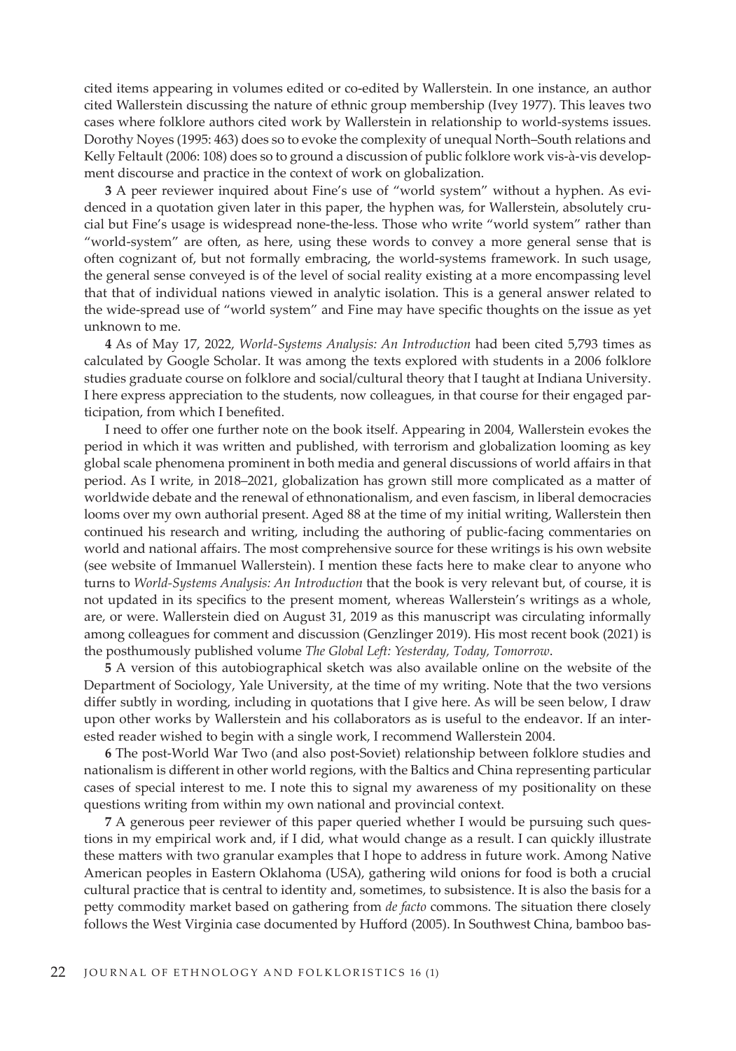cited items appearing in volumes edited or co-edited by Wallerstein. In one instance, an author cited Wallerstein discussing the nature of ethnic group membership (Ivey 1977). This leaves two cases where folklore authors cited work by Wallerstein in relationship to world-systems issues. Dorothy Noyes (1995: 463) does so to evoke the complexity of unequal North–South relations and Kelly Feltault (2006: 108) does so to ground a discussion of public folklore work vis-à-vis development discourse and practice in the context of work on globalization.

**3** A peer reviewer inquired about Fine's use of "world system" without a hyphen. As evidenced in a quotation given later in this paper, the hyphen was, for Wallerstein, absolutely crucial but Fine's usage is widespread none-the-less. Those who write "world system" rather than "world-system" are often, as here, using these words to convey a more general sense that is often cognizant of, but not formally embracing, the world-systems framework. In such usage, the general sense conveyed is of the level of social reality existing at a more encompassing level that that of individual nations viewed in analytic isolation. This is a general answer related to the wide-spread use of "world system" and Fine may have specific thoughts on the issue as yet unknown to me.

**4** As of May 17, 2022, *World-Systems Analysis: An Introduction* had been cited 5,793 times as calculated by Google Scholar. It was among the texts explored with students in a 2006 folklore studies graduate course on folklore and social/cultural theory that I taught at Indiana University. I here express appreciation to the students, now colleagues, in that course for their engaged participation, from which I benefited.

I need to offer one further note on the book itself. Appearing in 2004, Wallerstein evokes the period in which it was written and published, with terrorism and globalization looming as key global scale phenomena prominent in both media and general discussions of world affairs in that period. As I write, in 2018–2021, globalization has grown still more complicated as a matter of worldwide debate and the renewal of ethnonationalism, and even fascism, in liberal democracies looms over my own authorial present. Aged 88 at the time of my initial writing, Wallerstein then continued his research and writing, including the authoring of public-facing commentaries on world and national affairs. The most comprehensive source for these writings is his own website (see website of Immanuel Wallerstein). I mention these facts here to make clear to anyone who turns to *World-Systems Analysis: An Introduction* that the book is very relevant but, of course, it is not updated in its specifics to the present moment, whereas Wallerstein's writings as a whole, are, or were. Wallerstein died on August 31, 2019 as this manuscript was circulating informally among colleagues for comment and discussion (Genzlinger 2019). His most recent book (2021) is the posthumously published volume *The Global Left: Yesterday, Today, Tomorrow*.

**5** A version of this autobiographical sketch was also available online on the website of the Department of Sociology, Yale University, at the time of my writing. Note that the two versions differ subtly in wording, including in quotations that I give here. As will be seen below, I draw upon other works by Wallerstein and his collaborators as is useful to the endeavor. If an interested reader wished to begin with a single work, I recommend Wallerstein 2004.

**6** The post-World War Two (and also post-Soviet) relationship between folklore studies and nationalism is different in other world regions, with the Baltics and China representing particular cases of special interest to me. I note this to signal my awareness of my positionality on these questions writing from within my own national and provincial context.

**7** A generous peer reviewer of this paper queried whether I would be pursuing such questions in my empirical work and, if I did, what would change as a result. I can quickly illustrate these matters with two granular examples that I hope to address in future work. Among Native American peoples in Eastern Oklahoma (USA), gathering wild onions for food is both a crucial cultural practice that is central to identity and, sometimes, to subsistence. It is also the basis for a petty commodity market based on gathering from *de facto* commons. The situation there closely follows the West Virginia case documented by Hufford (2005). In Southwest China, bamboo bas-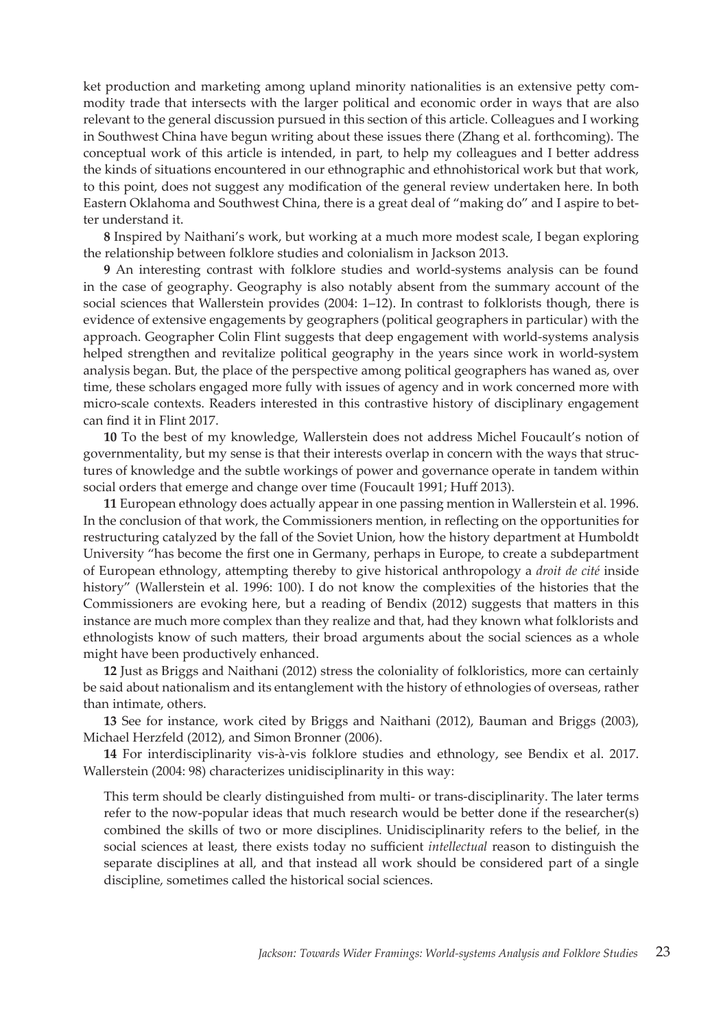ket production and marketing among upland minority nationalities is an extensive petty commodity trade that intersects with the larger political and economic order in ways that are also relevant to the general discussion pursued in this section of this article. Colleagues and I working in Southwest China have begun writing about these issues there (Zhang et al. forthcoming). The conceptual work of this article is intended, in part, to help my colleagues and I better address the kinds of situations encountered in our ethnographic and ethnohistorical work but that work, to this point, does not suggest any modification of the general review undertaken here. In both Eastern Oklahoma and Southwest China, there is a great deal of "making do" and I aspire to better understand it.

**8** Inspired by Naithani's work, but working at a much more modest scale, I began exploring the relationship between folklore studies and colonialism in Jackson 2013.

**9** An interesting contrast with folklore studies and world-systems analysis can be found in the case of geography. Geography is also notably absent from the summary account of the social sciences that Wallerstein provides (2004: 1–12). In contrast to folklorists though, there is evidence of extensive engagements by geographers (political geographers in particular) with the approach. Geographer Colin Flint suggests that deep engagement with world-systems analysis helped strengthen and revitalize political geography in the years since work in world-system analysis began. But, the place of the perspective among political geographers has waned as, over time, these scholars engaged more fully with issues of agency and in work concerned more with micro-scale contexts. Readers interested in this contrastive history of disciplinary engagement can find it in Flint 2017.

**10** To the best of my knowledge, Wallerstein does not address Michel Foucault's notion of governmentality, but my sense is that their interests overlap in concern with the ways that structures of knowledge and the subtle workings of power and governance operate in tandem within social orders that emerge and change over time (Foucault 1991; Huff 2013).

**11** European ethnology does actually appear in one passing mention in Wallerstein et al. 1996. In the conclusion of that work, the Commissioners mention, in reflecting on the opportunities for restructuring catalyzed by the fall of the Soviet Union, how the history department at Humboldt University "has become the first one in Germany, perhaps in Europe, to create a subdepartment of European ethnology, attempting thereby to give historical anthropology a *droit de cité* inside history" (Wallerstein et al. 1996: 100). I do not know the complexities of the histories that the Commissioners are evoking here, but a reading of Bendix (2012) suggests that matters in this instance are much more complex than they realize and that, had they known what folklorists and ethnologists know of such matters, their broad arguments about the social sciences as a whole might have been productively enhanced.

**12** Just as Briggs and Naithani (2012) stress the coloniality of folkloristics, more can certainly be said about nationalism and its entanglement with the history of ethnologies of overseas, rather than intimate, others.

**13** See for instance, work cited by Briggs and Naithani (2012), Bauman and Briggs (2003), Michael Herzfeld (2012), and Simon Bronner (2006).

**14** For interdisciplinarity vis-à-vis folklore studies and ethnology, see Bendix et al. 2017. Wallerstein (2004: 98) characterizes unidisciplinarity in this way:

> This term should be clearly distinguished from multi- or trans-disciplinarity. The later terms refer to the now-popular ideas that much research would be better done if the researcher(s) combined the skills of two or more disciplines. Unidisciplinarity refers to the belief, in the social sciences at least, there exists today no sufficient *intellectual* reason to distinguish the separate disciplines at all, and that instead all work should be considered part of a single discipline, sometimes called the historical social sciences.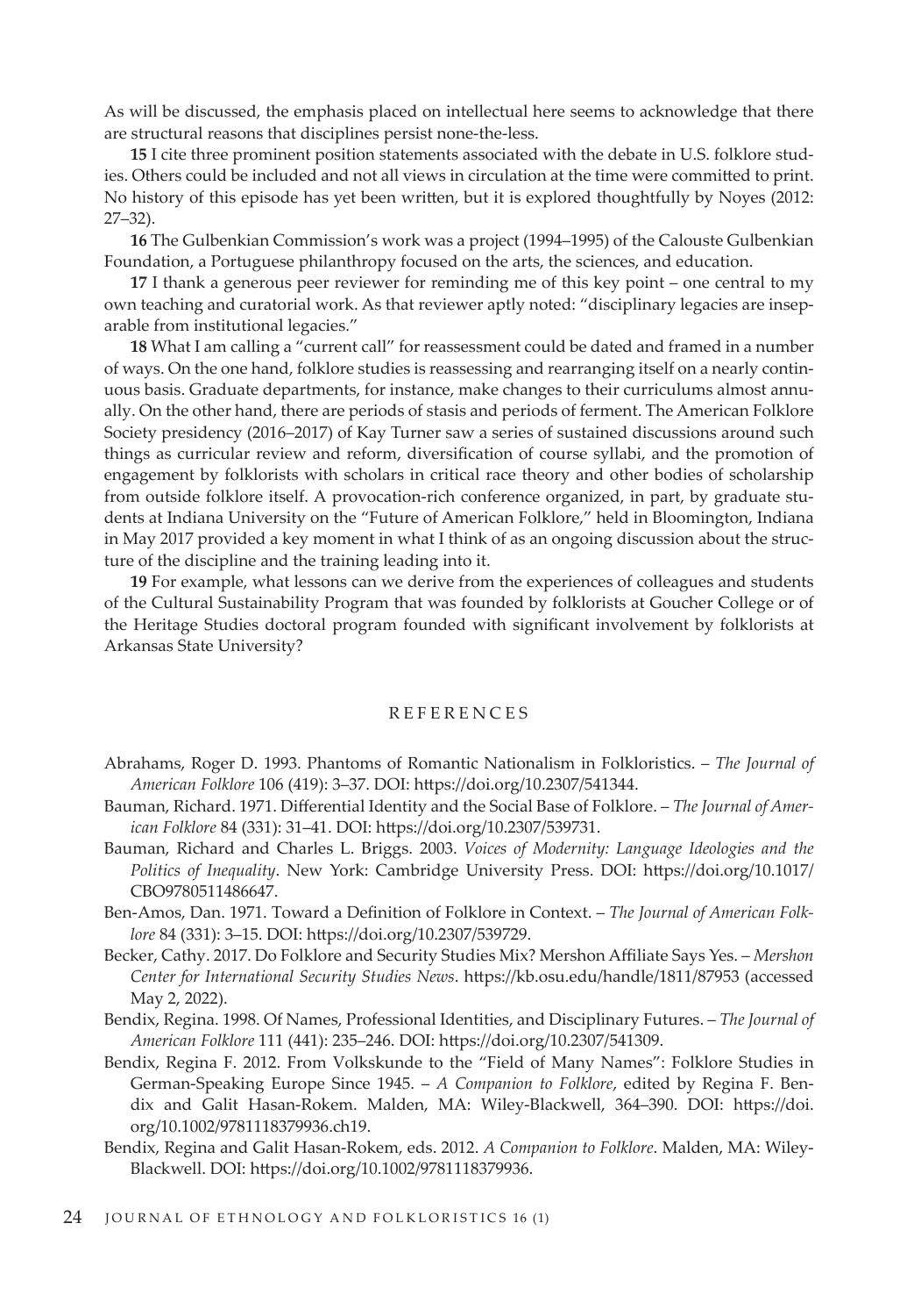As will be discussed, the emphasis placed on intellectual here seems to acknowledge that there are structural reasons that disciplines persist none-the-less.

**15** I cite three prominent position statements associated with the debate in U.S. folklore studies. Others could be included and not all views in circulation at the time were committed to print. No history of this episode has yet been written, but it is explored thoughtfully by Noyes (2012: 27–32).

**16** The Gulbenkian Commission's work was a project (1994–1995) of the Calouste Gulbenkian Foundation, a Portuguese philanthropy focused on the arts, the sciences, and education.

**17** I thank a generous peer reviewer for reminding me of this key point – one central to my own teaching and curatorial work. As that reviewer aptly noted: "disciplinary legacies are inseparable from institutional legacies."

**18** What I am calling a "current call" for reassessment could be dated and framed in a number of ways. On the one hand, folklore studies is reassessing and rearranging itself on a nearly continuous basis. Graduate departments, for instance, make changes to their curriculums almost annually. On the other hand, there are periods of stasis and periods of ferment. The American Folklore Society presidency (2016–2017) of Kay Turner saw a series of sustained discussions around such things as curricular review and reform, diversification of course syllabi, and the promotion of engagement by folklorists with scholars in critical race theory and other bodies of scholarship from outside folklore itself. A provocation-rich conference organized, in part, by graduate students at Indiana University on the "Future of American Folklore," held in Bloomington, Indiana in May 2017 provided a key moment in what I think of as an ongoing discussion about the structure of the discipline and the training leading into it.

**19** For example, what lessons can we derive from the experiences of colleagues and students of the Cultural Sustainability Program that was founded by folklorists at Goucher College or of the Heritage Studies doctoral program founded with significant involvement by folklorists at Arkansas State University?

## REFERENCES

Abrahams, Roger D. 1993. Phantoms of Romantic Nationalism in Folkloristics. – *The Journal of American Folklore* 106 (419): 3–37. DOI: https://doi.org/10.2307/541344.

Bauman, Richard. 1971. Differential Identity and the Social Base of Folklore. – *The Journal of American Folklore* 84 (331): 31–41. DOI: https://doi.org/10.2307/539731.

Bauman, Richard and Charles L. Briggs. 2003. *Voices of Modernity: Language Ideologies and the Politics of Inequality*. New York: Cambridge University Press. DOI: https://doi.org/10.1017/CBO9780511486647.

Ben-Amos, Dan. 1971. Toward a Definition of Folklore in Context. – *The Journal of American Folklore* 84 (331): 3–15. DOI: https://doi.org/10.2307/539729.

Becker, Cathy. 2017. Do Folklore and Security Studies Mix? Mershon Affiliate Says Yes. – *Mershon Center for International Security Studies News*. https://kb.osu.edu/handle/1811/87953 (accessed May 2, 2022).

Bendix, Regina. 1998. Of Names, Professional Identities, and Disciplinary Futures. – *The Journal of American Folklore* 111 (441): 235–246. DOI: https://doi.org/10.2307/541309.

Bendix, Regina F. 2012. From Volkskunde to the "Field of Many Names": Folklore Studies in German-Speaking Europe Since 1945. – *A Companion to Folklore*, edited by Regina F. Bendix and Galit Hasan-Rokem. Malden, MA: Wiley-Blackwell, 364–390. DOI: https://doi.org/10.1002/9781118379936.ch19.

Bendix, Regina and Galit Hasan-Rokem, eds. 2012. *A Companion to Folklore*. Malden, MA: Wiley-Blackwell. DOI: https://doi.org/10.1002/9781118379936.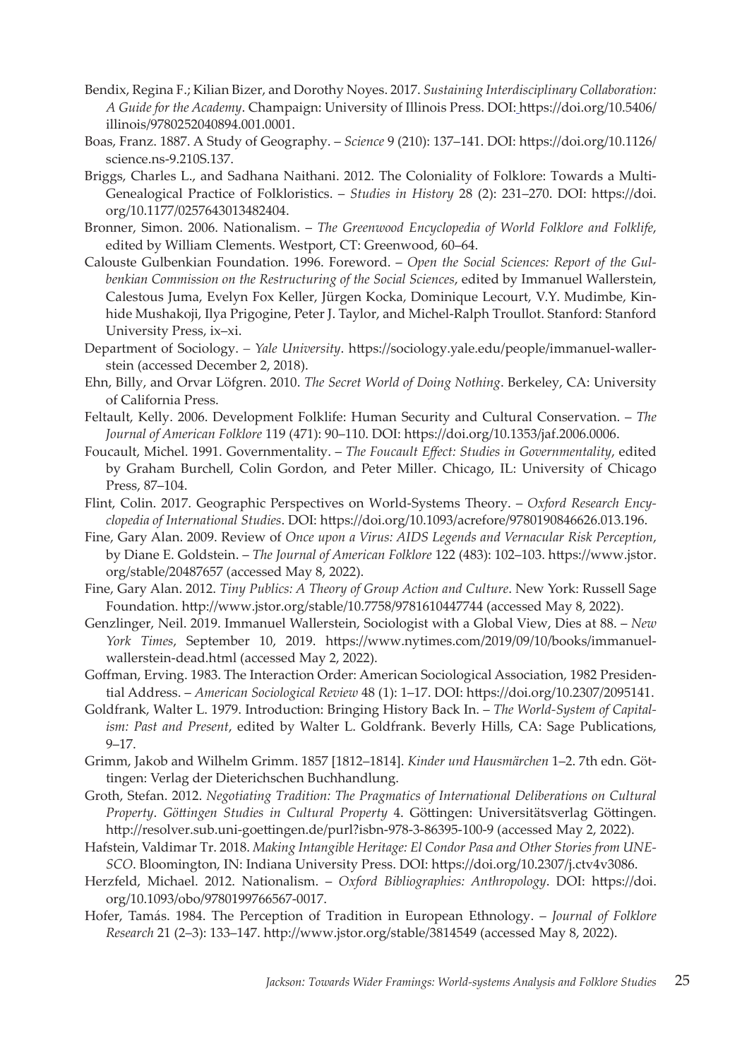Bendix, Regina F.; Kilian Bizer, and Dorothy Noyes. 2017. *Sustaining Interdisciplinary Collaboration: A Guide for the Academy*. Champaign: University of Illinois Press. DOI: https://doi.org/10.5406/illinois/9780252040894.001.0001.

Boas, Franz. 1887. A Study of Geography. – *Science* 9 (210): 137–141. DOI: https://doi.org/10.1126/science.ns-9.210S.137.

Briggs, Charles L., and Sadhana Naithani. 2012. The Coloniality of Folklore: Towards a Multi-Genealogical Practice of Folkloristics. – *Studies in History* 28 (2): 231–270. DOI: https://doi.org/10.1177/0257643013482404.

Bronner, Simon. 2006. Nationalism. – *The Greenwood Encyclopedia of World Folklore and Folklife*, edited by William Clements. Westport, CT: Greenwood, 60–64.

Calouste Gulbenkian Foundation. 1996. Foreword. – *Open the Social Sciences: Report of the Gulbenkian Commission on the Restructuring of the Social Sciences*, edited by Immanuel Wallerstein, Calestous Juma, Evelyn Fox Keller, Jürgen Kocka, Dominique Lecourt, V.Y. Mudimbe, Kinhide Mushakoji, Ilya Prigogine, Peter J. Taylor, and Michel-Ralph Troullot. Stanford: Stanford University Press, ix–xi.

Department of Sociology. – *Yale University*. https://sociology.yale.edu/people/immanuel-wallerstein (accessed December 2, 2018).

Ehn, Billy, and Orvar Löfgren. 2010. *The Secret World of Doing Nothing*. Berkeley, CA: University of California Press.

Feltault, Kelly. 2006. Development Folklife: Human Security and Cultural Conservation. – *The Journal of American Folklore* 119 (471): 90–110. DOI: https://doi.org/10.1353/jaf.2006.0006.

Foucault, Michel. 1991. Governmentality. – *The Foucault Effect: Studies in Governmentality*, edited by Graham Burchell, Colin Gordon, and Peter Miller. Chicago, IL: University of Chicago Press, 87–104.

Flint, Colin. 2017. Geographic Perspectives on World-Systems Theory. – *Oxford Research Encyclopedia of International Studies*. DOI: https://doi.org/10.1093/acrefore/9780190846626.013.196.

Fine, Gary Alan. 2009. Review of *Once upon a Virus: AIDS Legends and Vernacular Risk Perception*, by Diane E. Goldstein. – *The Journal of American Folklore* 122 (483): 102–103. https://www.jstor.org/stable/20487657 (accessed May 8, 2022).

Fine, Gary Alan. 2012. *Tiny Publics: A Theory of Group Action and Culture*. New York: Russell Sage Foundation. http://www.jstor.org/stable/10.7758/9781610447744 (accessed May 8, 2022).

Genzlinger, Neil. 2019. Immanuel Wallerstein, Sociologist with a Global View, Dies at 88. – *New York Times*, September 10, 2019. https://www.nytimes.com/2019/09/10/books/immanuel-wallerstein-dead.html (accessed May 2, 2022).

Goffman, Erving. 1983. The Interaction Order: American Sociological Association, 1982 Presidential Address. – *American Sociological Review* 48 (1): 1–17. DOI: https://doi.org/10.2307/2095141.

Goldfrank, Walter L. 1979. Introduction: Bringing History Back In. – *The World-System of Capitalism: Past and Present*, edited by Walter L. Goldfrank. Beverly Hills, CA: Sage Publications, 9–17.

Grimm, Jakob and Wilhelm Grimm. 1857 [1812–1814]. *Kinder und Hausmärchen* 1–2. 7th edn. Göttingen: Verlag der Dieterichschen Buchhandlung.

Groth, Stefan. 2012. *Negotiating Tradition: The Pragmatics of International Deliberations on Cultural Property*. *Göttingen Studies in Cultural Property* 4. Göttingen: Universitätsverlag Göttingen. http://resolver.sub.uni-goettingen.de/purl?isbn-978-3-86395-100-9 (accessed May 2, 2022).

Hafstein, Valdimar Tr. 2018. *Making Intangible Heritage: El Condor Pasa and Other Stories from UNESCO*. Bloomington, IN: Indiana University Press. DOI: https://doi.org/10.2307/j.ctv4v3086.

Herzfeld, Michael. 2012. Nationalism. – *Oxford Bibliographies: Anthropology*. DOI: https://doi.org/10.1093/obo/9780199766567-0017.

Hofer, Tamás. 1984. The Perception of Tradition in European Ethnology. – *Journal of Folklore Research* 21 (2–3): 133–147. http://www.jstor.org/stable/3814549 (accessed May 8, 2022).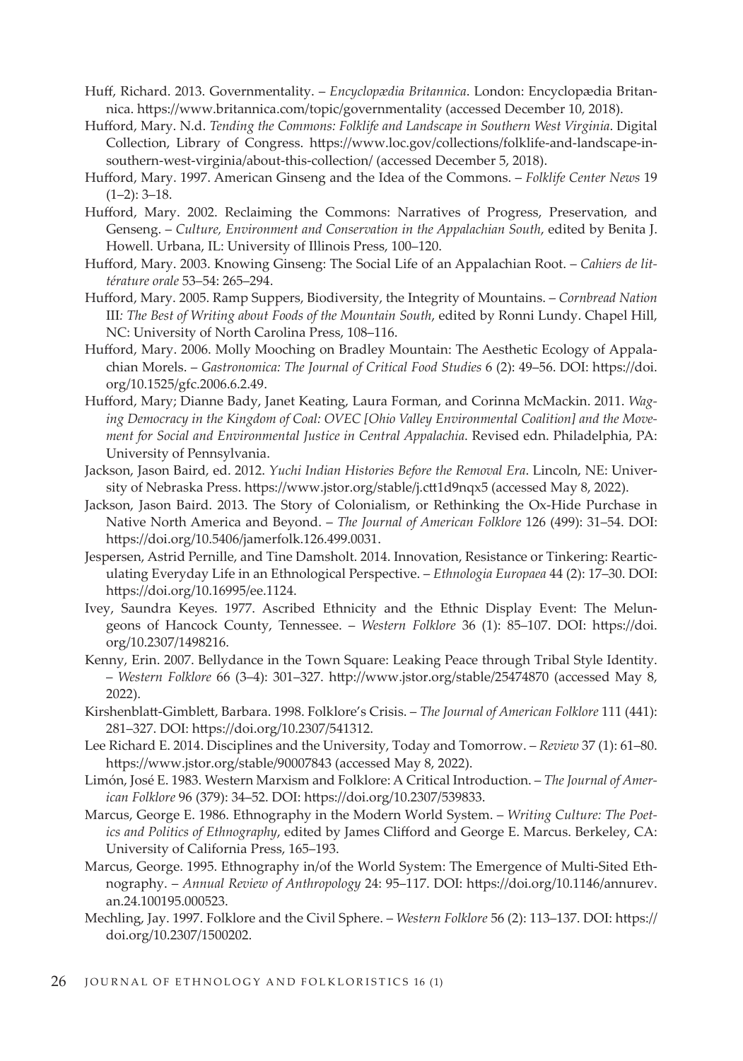Huff, Richard. 2013. Governmentality. – *Encyclopædia Britannica*. London: Encyclopædia Britannica. https://www.britannica.com/topic/governmentality (accessed December 10, 2018).

Hufford, Mary. N.d. *Tending the Commons: Folklife and Landscape in Southern West Virginia*. Digital Collection, Library of Congress. https://www.loc.gov/collections/folklife-and-landscape-in-southern-west-virginia/about-this-collection/ (accessed December 5, 2018).

Hufford, Mary. 1997. American Ginseng and the Idea of the Commons. – *Folklife Center News* 19 (1–2): 3–18.

Hufford, Mary. 2002. Reclaiming the Commons: Narratives of Progress, Preservation, and Genseng. – *Culture, Environment and Conservation in the Appalachian South*, edited by Benita J. Howell. Urbana, IL: University of Illinois Press, 100–120.

Hufford, Mary. 2003. Knowing Ginseng: The Social Life of an Appalachian Root. – *Cahiers de littérature orale* 53–54: 265–294.

Hufford, Mary. 2005. Ramp Suppers, Biodiversity, the Integrity of Mountains. – *Cornbread Nation* III*: The Best of Writing about Foods of the Mountain South*, edited by Ronni Lundy. Chapel Hill, NC: University of North Carolina Press, 108–116.

Hufford, Mary. 2006. Molly Mooching on Bradley Mountain: The Aesthetic Ecology of Appalachian Morels. – *Gastronomica: The Journal of Critical Food Studies* 6 (2): 49–56. DOI: https://doi.org/10.1525/gfc.2006.6.2.49.

Hufford, Mary; Dianne Bady, Janet Keating, Laura Forman, and Corinna McMackin. 2011. *Waging Democracy in the Kingdom of Coal: OVEC [Ohio Valley Environmental Coalition] and the Movement for Social and Environmental Justice in Central Appalachia*. Revised edn. Philadelphia, PA: University of Pennsylvania.

Jackson, Jason Baird, ed. 2012. *Yuchi Indian Histories Before the Removal Era*. Lincoln, NE: University of Nebraska Press. https://www.jstor.org/stable/j.ctt1d9nqx5 (accessed May 8, 2022).

Jackson, Jason Baird. 2013. The Story of Colonialism, or Rethinking the Ox-Hide Purchase in Native North America and Beyond. – *The Journal of American Folklore* 126 (499): 31–54. DOI: https://doi.org/10.5406/jamerfolk.126.499.0031.

Jespersen, Astrid Pernille, and Tine Damsholt. 2014. Innovation, Resistance or Tinkering: Rearticulating Everyday Life in an Ethnological Perspective. – *Ethnologia Europaea* 44 (2): 17–30. DOI: https://doi.org/10.16995/ee.1124.

Ivey, Saundra Keyes. 1977. Ascribed Ethnicity and the Ethnic Display Event: The Melungeons of Hancock County, Tennessee. – *Western Folklore* 36 (1): 85–107. DOI: https://doi.org/10.2307/1498216.

Kenny, Erin. 2007. Bellydance in the Town Square: Leaking Peace through Tribal Style Identity. – *Western Folklore* 66 (3–4): 301–327. http://www.jstor.org/stable/25474870 (accessed May 8, 2022).

Kirshenblatt-Gimblett, Barbara. 1998. Folklore's Crisis. – *The Journal of American Folklore* 111 (441): 281–327. DOI: https://doi.org/10.2307/541312.

Lee Richard E. 2014. Disciplines and the University, Today and Tomorrow. – *Review* 37 (1): 61–80. https://www.jstor.org/stable/90007843 (accessed May 8, 2022).

Limón, José E. 1983. Western Marxism and Folklore: A Critical Introduction. – *The Journal of American Folklore* 96 (379): 34–52. DOI: https://doi.org/10.2307/539833.

Marcus, George E. 1986. Ethnography in the Modern World System. – *Writing Culture: The Poetics and Politics of Ethnography*, edited by James Clifford and George E. Marcus. Berkeley, CA: University of California Press, 165–193.

Marcus, George. 1995. Ethnography in/of the World System: The Emergence of Multi-Sited Ethnography. – *Annual Review of Anthropology* 24: 95–117. DOI: https://doi.org/10.1146/annurev.an.24.100195.000523.

Mechling, Jay. 1997. Folklore and the Civil Sphere. – *Western Folklore* 56 (2): 113–137. DOI: https://doi.org/10.2307/1500202.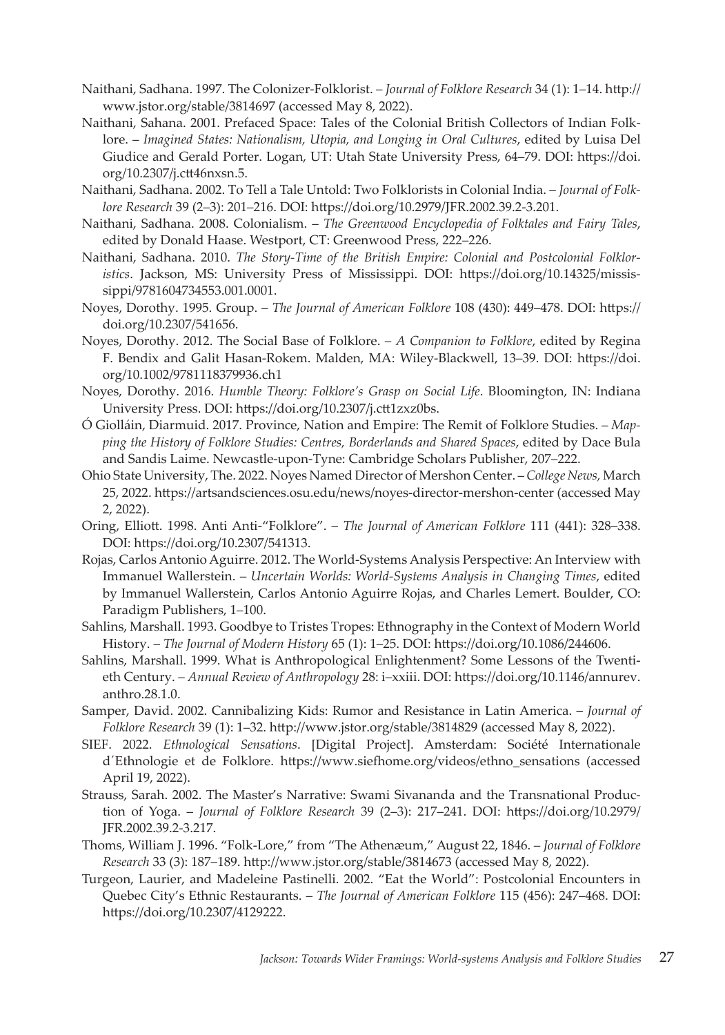Naithani, Sadhana. 1997. The Colonizer-Folklorist. – *Journal of Folklore Research* 34 (1): 1–14. http://www.jstor.org/stable/3814697 (accessed May 8, 2022).

Naithani, Sahana. 2001. Prefaced Space: Tales of the Colonial British Collectors of Indian Folklore. – *Imagined States: Nationalism, Utopia, and Longing in Oral Cultures*, edited by Luisa Del Giudice and Gerald Porter. Logan, UT: Utah State University Press, 64–79. DOI: https://doi.org/10.2307/j.ctt46nxsn.5.

Naithani, Sadhana. 2002. To Tell a Tale Untold: Two Folklorists in Colonial India. – *Journal of Folklore Research* 39 (2–3): 201–216. DOI: https://doi.org/10.2979/JFR.2002.39.2-3.201.

Naithani, Sadhana. 2008. Colonialism. – *The Greenwood Encyclopedia of Folktales and Fairy Tales*, edited by Donald Haase. Westport, CT: Greenwood Press, 222–226.

Naithani, Sadhana. 2010. *The Story-Time of the British Empire: Colonial and Postcolonial Folkloristics*. Jackson, MS: University Press of Mississippi. DOI: https://doi.org/10.14325/mississippi/9781604734553.001.0001.

Noyes, Dorothy. 1995. Group. – *The Journal of American Folklore* 108 (430): 449–478. DOI: https://doi.org/10.2307/541656.

Noyes, Dorothy. 2012. The Social Base of Folklore. – *A Companion to Folklore*, edited by Regina F. Bendix and Galit Hasan-Rokem. Malden, MA: Wiley-Blackwell, 13–39. DOI: https://doi.org/10.1002/9781118379936.ch1

Noyes, Dorothy. 2016. *Humble Theory: Folklore's Grasp on Social Life*. Bloomington, IN: Indiana University Press. DOI: https://doi.org/10.2307/j.ctt1zxz0bs.

Ó Giolláin, Diarmuid. 2017. Province, Nation and Empire: The Remit of Folklore Studies. – *Mapping the History of Folklore Studies: Centres, Borderlands and Shared Spaces*, edited by Dace Bula and Sandis Laime. Newcastle-upon-Tyne: Cambridge Scholars Publisher, 207–222.

Ohio State University, The. 2022. Noyes Named Director of Mershon Center. – *College News*, March 25, 2022. https://artsandsciences.osu.edu/news/noyes-director-mershon-center (accessed May 2, 2022).

Oring, Elliott. 1998. Anti Anti-"Folklore". – *The Journal of American Folklore* 111 (441): 328–338. DOI: https://doi.org/10.2307/541313.

Rojas, Carlos Antonio Aguirre. 2012. The World-Systems Analysis Perspective: An Interview with Immanuel Wallerstein. – *Uncertain Worlds: World-Systems Analysis in Changing Times*, edited by Immanuel Wallerstein, Carlos Antonio Aguirre Rojas, and Charles Lemert. Boulder, CO: Paradigm Publishers, 1–100.

Sahlins, Marshall. 1993. Goodbye to Tristes Tropes: Ethnography in the Context of Modern World History. – *The Journal of Modern History* 65 (1): 1–25. DOI: https://doi.org/10.1086/244606.

Sahlins, Marshall. 1999. What is Anthropological Enlightenment? Some Lessons of the Twentieth Century. – *Annual Review of Anthropology* 28: i–xxiii. DOI: https://doi.org/10.1146/annurev.anthro.28.1.0.

Samper, David. 2002. Cannibalizing Kids: Rumor and Resistance in Latin America. – *Journal of Folklore Research* 39 (1): 1–32. http://www.jstor.org/stable/3814829 (accessed May 8, 2022).

SIEF. 2022. *Ethnological Sensations*. [Digital Project]. Amsterdam: Société Internationale d´Ethnologie et de Folklore. https://www.siefhome.org/videos/ethno_sensations (accessed April 19, 2022).

Strauss, Sarah. 2002. The Master's Narrative: Swami Sivananda and the Transnational Production of Yoga. – *Journal of Folklore Research* 39 (2–3): 217–241. DOI: https://doi.org/10.2979/JFR.2002.39.2-3.217.

Thoms, William J. 1996. "Folk-Lore," from "The Athenæum," August 22, 1846. – *Journal of Folklore Research* 33 (3): 187–189. http://www.jstor.org/stable/3814673 (accessed May 8, 2022).

Turgeon, Laurier, and Madeleine Pastinelli. 2002. "Eat the World": Postcolonial Encounters in Quebec City's Ethnic Restaurants. – *The Journal of American Folklore* 115 (456): 247–468. DOI: https://doi.org/10.2307/4129222.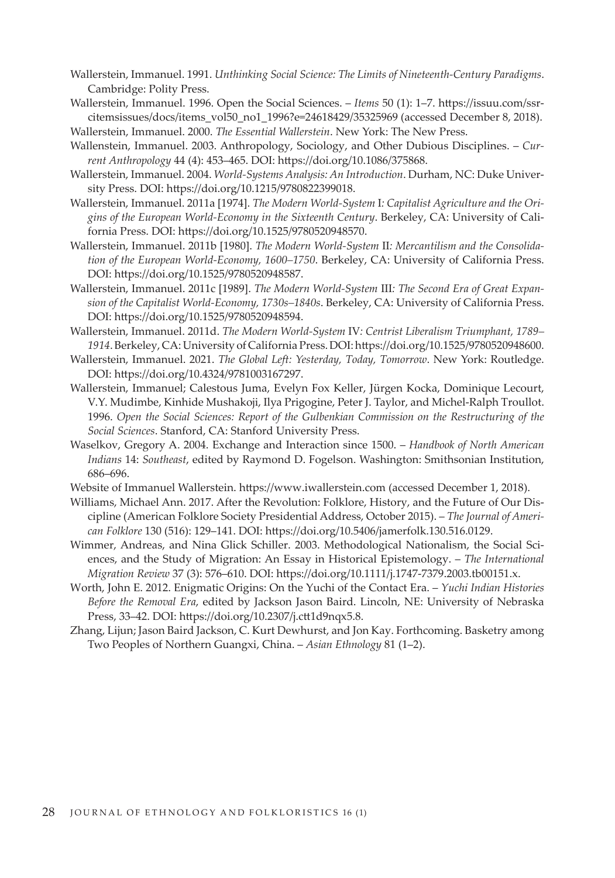Wallerstein, Immanuel. 1991. *Unthinking Social Science: The Limits of Nineteenth-Century Paradigms*. Cambridge: Polity Press.

Wallerstein, Immanuel. 1996. Open the Social Sciences. – *Items* 50 (1): 1–7. https://issuu.com/ssrcitemsissues/docs/items_vol50_no1_1996?e=24618429/35325969 (accessed December 8, 2018).

Wallerstein, Immanuel. 2000. *The Essential Wallerstein*. New York: The New Press.

Wallenstein, Immanuel. 2003. Anthropology, Sociology, and Other Dubious Disciplines. – *Current Anthropology* 44 (4): 453–465. DOI: https://doi.org/10.1086/375868.

Wallerstein, Immanuel. 2004. *World-Systems Analysis: An Introduction*. Durham, NC: Duke University Press. DOI: https://doi.org/10.1215/9780822399018.

Wallerstein, Immanuel. 2011a [1974]. *The Modern World-System* I*: Capitalist Agriculture and the Origins of the European World-Economy in the Sixteenth Century*. Berkeley, CA: University of California Press. DOI: https://doi.org/10.1525/9780520948570.

Wallerstein, Immanuel. 2011b [1980]. *The Modern World-System* II*: Mercantilism and the Consolidation of the European World-Economy, 1600–1750*. Berkeley, CA: University of California Press. DOI: https://doi.org/10.1525/9780520948587.

Wallerstein, Immanuel. 2011c [1989]. *The Modern World-System* III*: The Second Era of Great Expansion of the Capitalist World-Economy, 1730s–1840s*. Berkeley, CA: University of California Press. DOI: https://doi.org/10.1525/9780520948594.

Wallerstein, Immanuel. 2011d. *The Modern World-System* IV*: Centrist Liberalism Triumphant, 1789–1914*. Berkeley, CA: University of California Press. DOI: https://doi.org/10.1525/9780520948600.

Wallerstein, Immanuel. 2021. *The Global Left: Yesterday, Today, Tomorrow*. New York: Routledge. DOI: https://doi.org/10.4324/9781003167297.

Wallerstein, Immanuel; Calestous Juma, Evelyn Fox Keller, Jürgen Kocka, Dominique Lecourt, V.Y. Mudimbe, Kinhide Mushakoji, Ilya Prigogine, Peter J. Taylor, and Michel-Ralph Troullot. 1996. *Open the Social Sciences: Report of the Gulbenkian Commission on the Restructuring of the Social Sciences*. Stanford, CA: Stanford University Press.

Waselkov, Gregory A. 2004. Exchange and Interaction since 1500. – *Handbook of North American Indians* 14: *Southeast*, edited by Raymond D. Fogelson. Washington: Smithsonian Institution, 686–696.

Website of Immanuel Wallerstein. https://www.iwallerstein.com (accessed December 1, 2018).

Williams, Michael Ann. 2017. After the Revolution: Folklore, History, and the Future of Our Discipline (American Folklore Society Presidential Address, October 2015). – *The Journal of American Folklore* 130 (516): 129–141. DOI: https://doi.org/10.5406/jamerfolk.130.516.0129.

Wimmer, Andreas, and Nina Glick Schiller. 2003. Methodological Nationalism, the Social Sciences, and the Study of Migration: An Essay in Historical Epistemology. – *The International Migration Review* 37 (3): 576–610. DOI: https://doi.org/10.1111/j.1747-7379.2003.tb00151.x.

Worth, John E. 2012. Enigmatic Origins: On the Yuchi of the Contact Era. – *Yuchi Indian Histories Before the Removal Era*, edited by Jackson Jason Baird. Lincoln, NE: University of Nebraska Press, 33–42. DOI: https://doi.org/10.2307/j.ctt1d9nqx5.8.

Zhang, Lijun; Jason Baird Jackson, C. Kurt Dewhurst, and Jon Kay. Forthcoming. Basketry among Two Peoples of Northern Guangxi, China. – *Asian Ethnology* 81 (1–2).